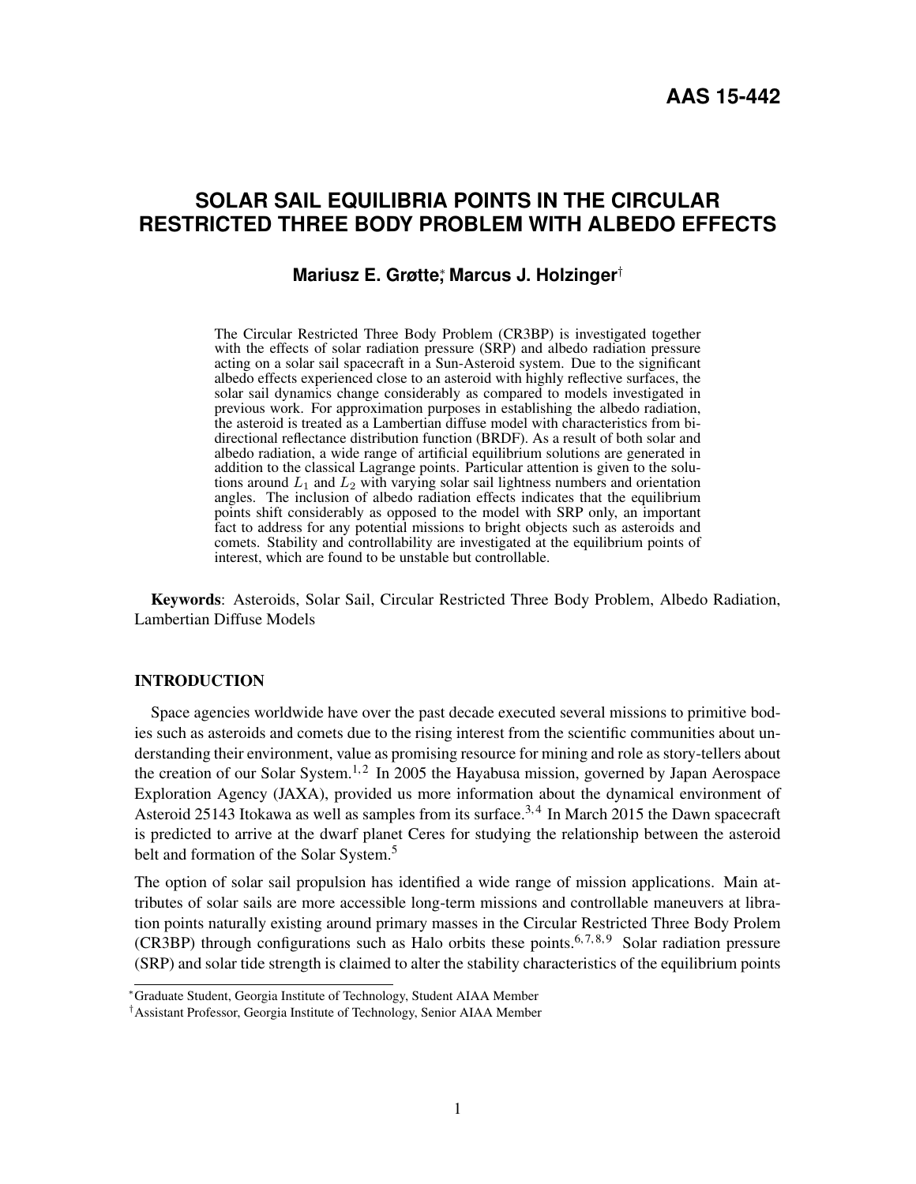AAS 15-442

# SOLAR SAIL EQUILIBRIA POINTS IN THE CIRCULAR RESTRICTED THREE BODY PROBLEM WITH ALBEDO EFFECTS

**Mariusz E. Grøtte**[*]**, Marcus J. Holzinger**[†]

The Circular Restricted Three Body Problem (CR3BP) is investigated together with the effects of solar radiation pressure (SRP) and albedo radiation pressure acting on a solar sail spacecraft in a Sun-Asteroid system. Due to the significant albedo effects experienced close to an asteroid with highly reflective surfaces, the solar sail dynamics change considerably as compared to models investigated in previous work. For approximation purposes in establishing the albedo radiation, the asteroid is treated as a Lambertian diffuse model with characteristics from bi-directional reflectance distribution function (BRDF). As a result of both solar and albedo radiation, a wide range of artificial equilibrium solutions are generated in addition to the classical Lagrange points. Particular attention is given to the solutions around $L_1$ and $L_2$ with varying solar sail lightness numbers and orientation angles. The inclusion of albedo radiation effects indicates that the equilibrium points shift considerably as opposed to the model with SRP only, an important fact to address for any potential missions to bright objects such as asteroids and comets. Stability and controllability are investigated at the equilibrium points of interest, which are found to be unstable but controllable.

**Keywords**: Asteroids, Solar Sail, Circular Restricted Three Body Problem, Albedo Radiation, Lambertian Diffuse Models

## INTRODUCTION

Space agencies worldwide have over the past decade executed several missions to primitive bodies such as asteroids and comets due to the rising interest from the scientific communities about understanding their environment, value as promising resource for mining and role as story-tellers about the creation of our Solar System.[1,2] In 2005 the Hayabusa mission, governed by Japan Aerospace Exploration Agency (JAXA), provided us more information about the dynamical environment of Asteroid 25143 Itokawa as well as samples from its surface.[3,4] In March 2015 the Dawn spacecraft is predicted to arrive at the dwarf planet Ceres for studying the relationship between the asteroid belt and formation of the Solar System.[5]

The option of solar sail propulsion has identified a wide range of mission applications. Main attributes of solar sails are more accessible long-term missions and controllable maneuvers at libration points naturally existing around primary masses in the Circular Restricted Three Body Prolem (CR3BP) through configurations such as Halo orbits these points.[6,7,8,9] Solar radiation pressure (SRP) and solar tide strength is claimed to alter the stability characteristics of the equilibrium points

[*] Graduate Student, Georgia Institute of Technology, Student AIAA Member

[†] Assistant Professor, Georgia Institute of Technology, Senior AIAA Member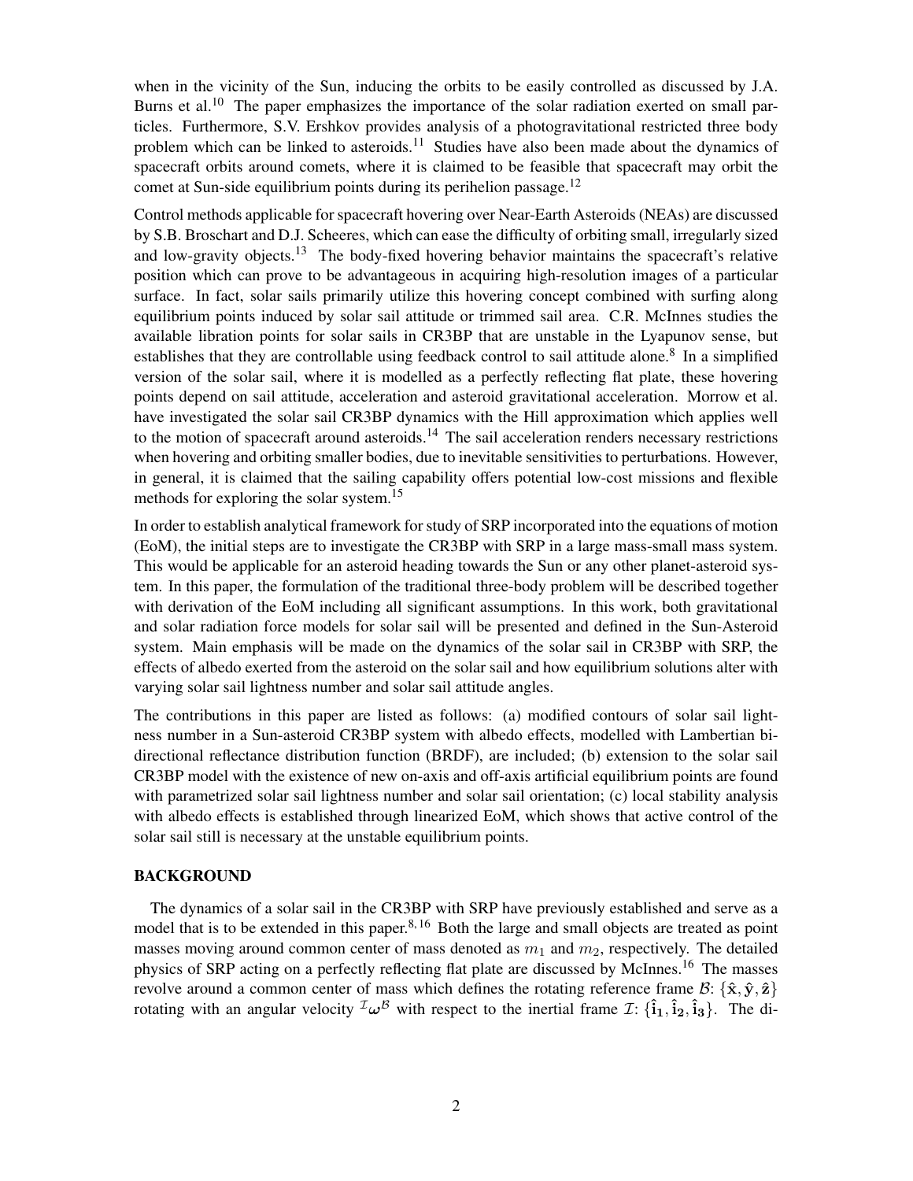when in the vicinity of the Sun, inducing the orbits to be easily controlled as discussed by J.A. Burns et al.[10] The paper emphasizes the importance of the solar radiation exerted on small particles. Furthermore, S.V. Ershkov provides analysis of a photogravitational restricted three body problem which can be linked to asteroids.[11] Studies have also been made about the dynamics of spacecraft orbits around comets, where it is claimed to be feasible that spacecraft may orbit the comet at Sun-side equilibrium points during its perihelion passage.[12]

Control methods applicable for spacecraft hovering over Near-Earth Asteroids (NEAs) are discussed by S.B. Broschart and D.J. Scheeres, which can ease the difficulty of orbiting small, irregularly sized and low-gravity objects.[13] The body-fixed hovering behavior maintains the spacecraft's relative position which can prove to be advantageous in acquiring high-resolution images of a particular surface. In fact, solar sails primarily utilize this hovering concept combined with surfing along equilibrium points induced by solar sail attitude or trimmed sail area. C.R. McInnes studies the available libration points for solar sails in CR3BP that are unstable in the Lyapunov sense, but establishes that they are controllable using feedback control to sail attitude alone.[8] In a simplified version of the solar sail, where it is modelled as a perfectly reflecting flat plate, these hovering points depend on sail attitude, acceleration and asteroid gravitational acceleration. Morrow et al. have investigated the solar sail CR3BP dynamics with the Hill approximation which applies well to the motion of spacecraft around asteroids.[14] The sail acceleration renders necessary restrictions when hovering and orbiting smaller bodies, due to inevitable sensitivities to perturbations. However, in general, it is claimed that the sailing capability offers potential low-cost missions and flexible methods for exploring the solar system.[15]

In order to establish analytical framework for study of SRP incorporated into the equations of motion (EoM), the initial steps are to investigate the CR3BP with SRP in a large mass-small mass system. This would be applicable for an asteroid heading towards the Sun or any other planet-asteroid system. In this paper, the formulation of the traditional three-body problem will be described together with derivation of the EoM including all significant assumptions. In this work, both gravitational and solar radiation force models for solar sail will be presented and defined in the Sun-Asteroid system. Main emphasis will be made on the dynamics of the solar sail in CR3BP with SRP, the effects of albedo exerted from the asteroid on the solar sail and how equilibrium solutions alter with varying solar sail lightness number and solar sail attitude angles.

The contributions in this paper are listed as follows: (a) modified contours of solar sail lightness number in a Sun-asteroid CR3BP system with albedo effects, modelled with Lambertian bidirectional reflectance distribution function (BRDF), are included; (b) extension to the solar sail CR3BP model with the existence of new on-axis and off-axis artificial equilibrium points are found with parametrized solar sail lightness number and solar sail orientation; (c) local stability analysis with albedo effects is established through linearized EoM, which shows that active control of the solar sail still is necessary at the unstable equilibrium points.

## BACKGROUND

The dynamics of a solar sail in the CR3BP with SRP have previously established and serve as a model that is to be extended in this paper.[8,16] Both the large and small objects are treated as point masses moving around common center of mass denoted as $m_1$ and $m_2$, respectively. The detailed physics of SRP acting on a perfectly reflecting flat plate are discussed by McInnes.[16] The masses revolve around a common center of mass which defines the rotating reference frame $\mathcal{B}$: $\{\hat{\mathbf{x}}, \hat{\mathbf{y}}, \hat{\mathbf{z}}\}$ rotating with an angular velocity ${}^{\mathcal{I}}\boldsymbol{\omega}^{\mathcal{B}}$ with respect to the inertial frame $\mathcal{I}$: $\{\hat{\mathbf{i}}_1, \hat{\mathbf{i}}_2, \hat{\mathbf{i}}_3\}$. The di-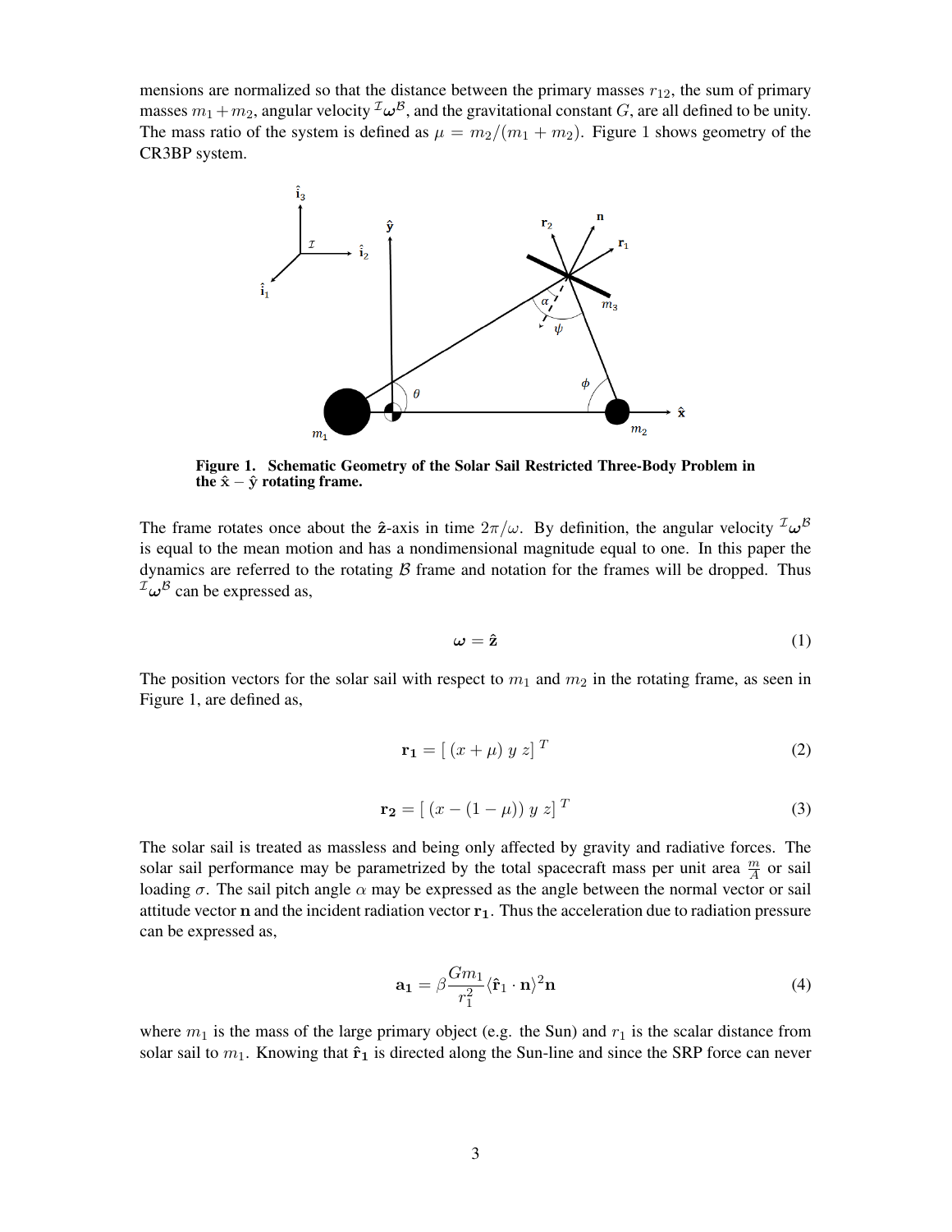mensions are normalized so that the distance between the primary masses $r_{12}$, the sum of primary masses $m_1 + m_2$, angular velocity ${}^{\mathcal{I}}\boldsymbol{\omega}^{\mathcal{B}}$, and the gravitational constant $G$, are all defined to be unity. The mass ratio of the system is defined as $\mu = m_2/(m_1 + m_2)$. Figure 1 shows geometry of the CR3BP system.

**Figure 1. Schematic Geometry of the Solar Sail Restricted Three-Body Problem in the $\hat{\mathbf{x}} - \hat{\mathbf{y}}$ rotating frame.**

The frame rotates once about the $\hat{\mathbf{z}}$-axis in time $2\pi/\omega$. By definition, the angular velocity ${}^{\mathcal{I}}\boldsymbol{\omega}^{\mathcal{B}}$ is equal to the mean motion and has a nondimensional magnitude equal to one. In this paper the dynamics are referred to the rotating $\mathcal{B}$ frame and notation for the frames will be dropped. Thus ${}^{\mathcal{I}}\boldsymbol{\omega}^{\mathcal{B}}$ can be expressed as,

$$\boldsymbol{\omega} = \hat{\mathbf{z}} \tag{1}$$

The position vectors for the solar sail with respect to $m_1$ and $m_2$ in the rotating frame, as seen in Figure 1, are defined as,

$$\mathbf{r_1} = [\,(x + \mu)\ y\ z\,]^{\,T} \tag{2}$$

$$\mathbf{r_2} = [\,(x - (1 - \mu))\ y\ z\,]^{\,T} \tag{3}$$

The solar sail is treated as massless and being only affected by gravity and radiative forces. The solar sail performance may be parametrized by the total spacecraft mass per unit area $\frac{m}{A}$ or sail loading $\sigma$. The sail pitch angle $\alpha$ may be expressed as the angle between the normal vector or sail attitude vector $\mathbf{n}$ and the incident radiation vector $\mathbf{r_1}$. Thus the acceleration due to radiation pressure can be expressed as,

$$\mathbf{a_1} = \beta \frac{G m_1}{r_1^2} \langle \hat{\mathbf{r}}_1 \cdot \mathbf{n} \rangle^2 \mathbf{n} \tag{4}$$

where $m_1$ is the mass of the large primary object (e.g. the Sun) and $r_1$ is the scalar distance from solar sail to $m_1$. Knowing that $\hat{\mathbf{r}}_\mathbf{1}$ is directed along the Sun-line and since the SRP force can never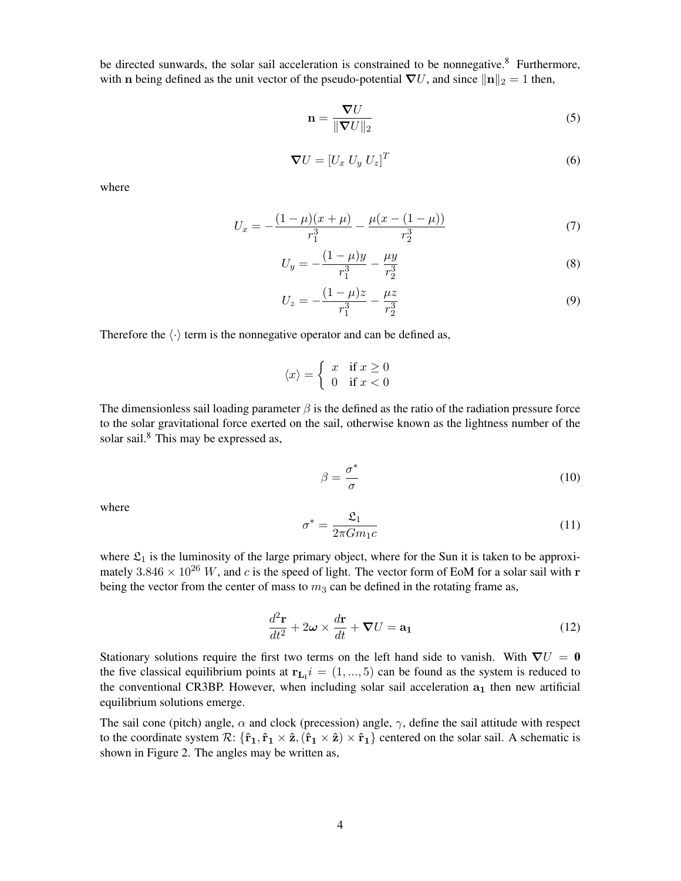be directed sunwards, the solar sail acceleration is constrained to be nonnegative.[8] Furthermore, with $\mathbf{n}$ being defined as the unit vector of the pseudo-potential $\nabla U$, and since $\|\mathbf{n}\|_2 = 1$ then,

$$\mathbf{n} = \frac{\nabla U}{\|\nabla U\|_2} \tag{5}$$

$$\nabla U = [U_x \; U_y \; U_z]^T \tag{6}$$

where

$$U_x = -\frac{(1-\mu)(x+\mu)}{r_1^3} - \frac{\mu(x-(1-\mu))}{r_2^3} \tag{7}$$

$$U_y = -\frac{(1-\mu)y}{r_1^3} - \frac{\mu y}{r_2^3} \tag{8}$$

$$U_z = -\frac{(1-\mu)z}{r_1^3} - \frac{\mu z}{r_2^3} \tag{9}$$

Therefore the $\langle \cdot \rangle$ term is the nonnegative operator and can be defined as,

$$\langle x \rangle = \begin{cases} x & \text{if } x \geq 0 \\ 0 & \text{if } x < 0 \end{cases}$$

The dimensionless sail loading parameter $\beta$ is the defined as the ratio of the radiation pressure force to the solar gravitational force exerted on the sail, otherwise known as the lightness number of the solar sail.[8] This may be expressed as,

$$\beta = \frac{\sigma^*}{\sigma} \tag{10}$$

where

$$\sigma^* = \frac{\mathfrak{L}_1}{2\pi G m_1 c} \tag{11}$$

where $\mathfrak{L}_1$ is the luminosity of the large primary object, where for the Sun it is taken to be approximately $3.846 \times 10^{26}\ W$, and $c$ is the speed of light. The vector form of EoM for a solar sail with $\mathbf{r}$ being the vector from the center of mass to $m_3$ can be defined in the rotating frame as,

$$\frac{d^2\mathbf{r}}{dt^2} + 2\boldsymbol{\omega} \times \frac{d\mathbf{r}}{dt} + \nabla U = \mathbf{a_1} \tag{12}$$

Stationary solutions require the first two terms on the left hand side to vanish. With $\nabla U = \mathbf{0}$ the five classical equilibrium points at $\mathbf{r_{L_i}} i = (1, ..., 5)$ can be found as the system is reduced to the conventional CR3BP. However, when including solar sail acceleration $\mathbf{a_1}$ then new artificial equilibrium solutions emerge.

The sail cone (pitch) angle, $\alpha$ and clock (precession) angle, $\gamma$, define the sail attitude with respect to the coordinate system $\mathcal{R}$: $\{\hat{\mathbf{r}}_1, \hat{\mathbf{r}}_1 \times \hat{\mathbf{z}}, (\hat{\mathbf{r}}_1 \times \hat{\mathbf{z}}) \times \hat{\mathbf{r}}_1\}$ centered on the solar sail. A schematic is shown in Figure 2. The angles may be written as,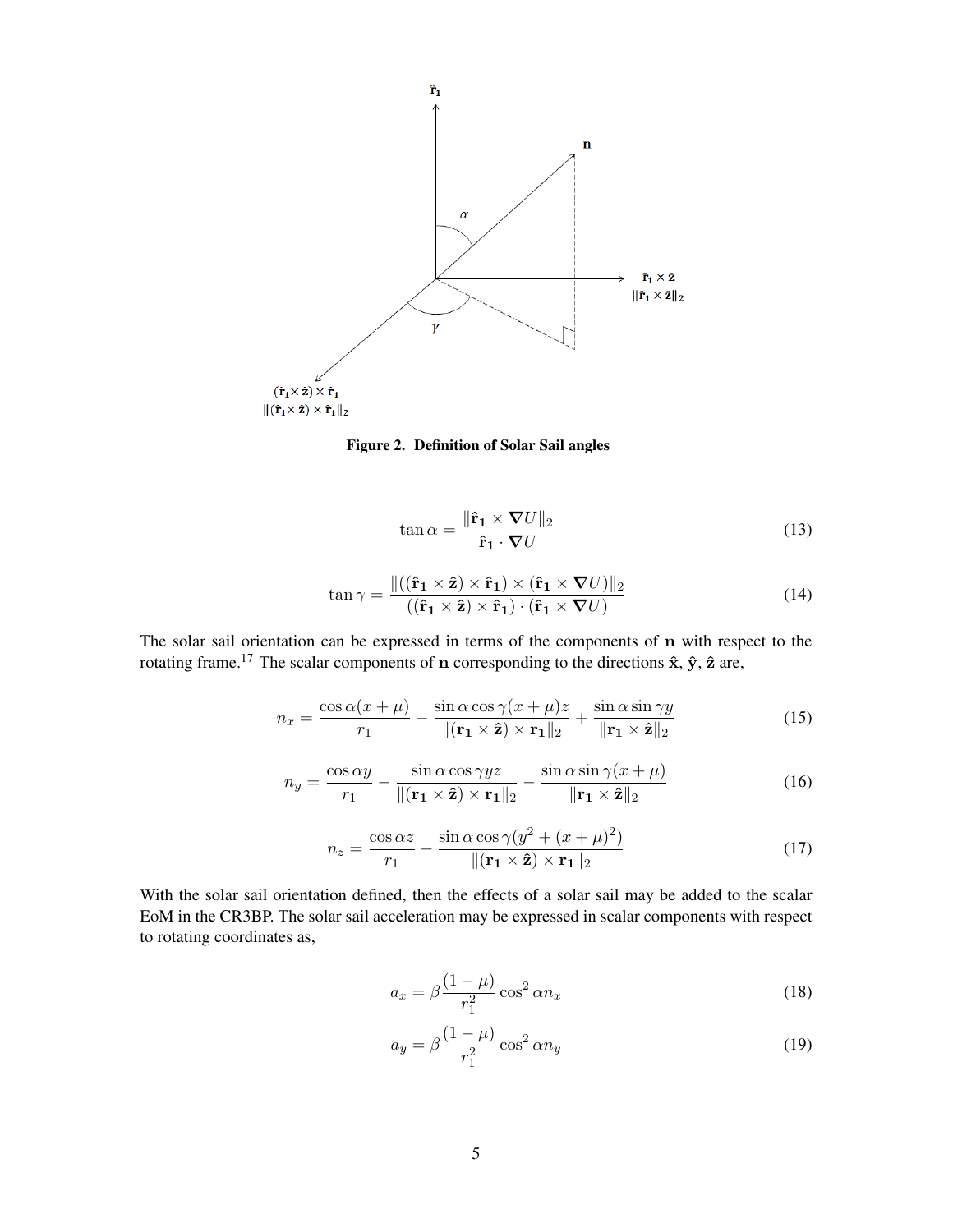Figure 2. Definition of Solar Sail angles

$$\tan \alpha = \frac{\|\hat{\mathbf{r}}_1 \times \nabla U\|_2}{\hat{\mathbf{r}}_1 \cdot \nabla U} \tag{13}$$

$$\tan \gamma = \frac{\|((\hat{\mathbf{r}}_1 \times \hat{\mathbf{z}}) \times \hat{\mathbf{r}}_1) \times (\hat{\mathbf{r}}_1 \times \nabla U)\|_2}{((\hat{\mathbf{r}}_1 \times \hat{\mathbf{z}}) \times \hat{\mathbf{r}}_1) \cdot (\hat{\mathbf{r}}_1 \times \nabla U)} \tag{14}$$

The solar sail orientation can be expressed in terms of the components of $\mathbf{n}$ with respect to the rotating frame.[17] The scalar components of $\mathbf{n}$ corresponding to the directions $\hat{\mathbf{x}}$, $\hat{\mathbf{y}}$, $\hat{\mathbf{z}}$ are,

$$n_x = \frac{\cos \alpha (x + \mu)}{r_1} - \frac{\sin \alpha \cos \gamma (x + \mu) z}{\|(\mathbf{r_1} \times \hat{\mathbf{z}}) \times \mathbf{r_1}\|_2} + \frac{\sin \alpha \sin \gamma y}{\|\mathbf{r_1} \times \hat{\mathbf{z}}\|_2} \tag{15}$$

$$n_y = \frac{\cos \alpha y}{r_1} - \frac{\sin \alpha \cos \gamma y z}{\|(\mathbf{r_1} \times \hat{\mathbf{z}}) \times \mathbf{r_1}\|_2} - \frac{\sin \alpha \sin \gamma (x + \mu)}{\|\mathbf{r_1} \times \hat{\mathbf{z}}\|_2} \tag{16}$$

$$n_z = \frac{\cos \alpha z}{r_1} - \frac{\sin \alpha \cos \gamma (y^2 + (x + \mu)^2)}{\|(\mathbf{r_1} \times \hat{\mathbf{z}}) \times \mathbf{r_1}\|_2} \tag{17}$$

With the solar sail orientation defined, then the effects of a solar sail may be added to the scalar EoM in the CR3BP. The solar sail acceleration may be expressed in scalar components with respect to rotating coordinates as,

$$a_x = \beta \frac{(1 - \mu)}{r_1^2} \cos^2 \alpha n_x \tag{18}$$

$$a_y = \beta \frac{(1 - \mu)}{r_1^2} \cos^2 \alpha n_y \tag{19}$$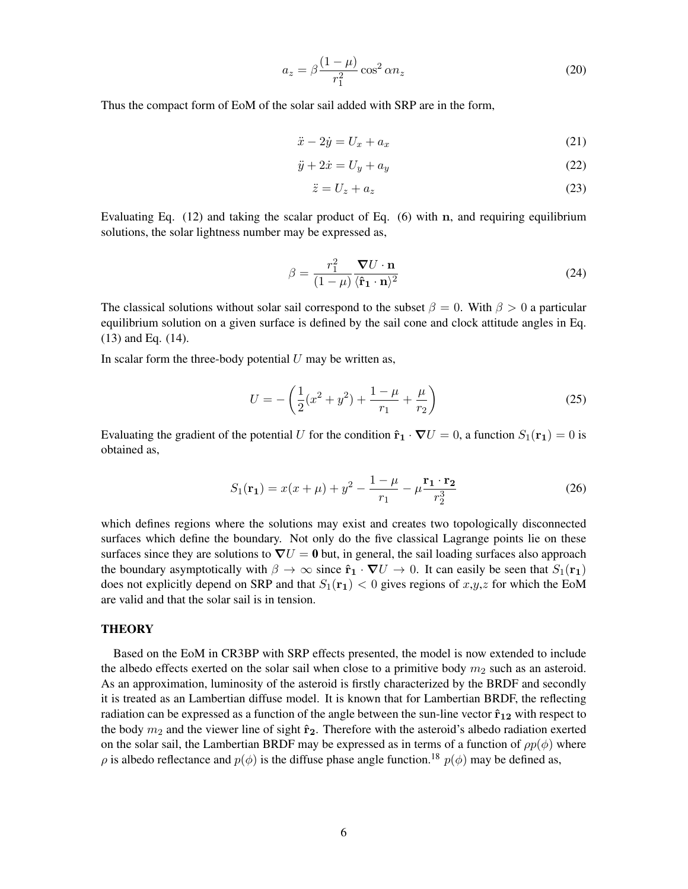$$a_z = \beta \frac{(1-\mu)}{r_1^2} \cos^2 \alpha n_z \tag{20}$$

Thus the compact form of EoM of the solar sail added with SRP are in the form,

$$\ddot{x} - 2\dot{y} = U_x + a_x \tag{21}$$

$$\ddot{y} + 2\dot{x} = U_y + a_y \tag{22}$$

$$\ddot{z} = U_z + a_z \tag{23}$$

Evaluating Eq. (12) and taking the scalar product of Eq. (6) with $\mathbf{n}$, and requiring equilibrium solutions, the solar lightness number may be expressed as,

$$\beta = \frac{r_1^2}{(1-\mu)} \frac{\boldsymbol{\nabla} U \cdot \mathbf{n}}{\langle \hat{\mathbf{r}}_1 \cdot \mathbf{n} \rangle^2} \tag{24}$$

The classical solutions without solar sail correspond to the subset $\beta = 0$. With $\beta > 0$ a particular equilibrium solution on a given surface is defined by the sail cone and clock attitude angles in Eq. (13) and Eq. (14).

In scalar form the three-body potential $U$ may be written as,

$$U = -\left(\frac{1}{2}(x^2 + y^2) + \frac{1-\mu}{r_1} + \frac{\mu}{r_2}\right) \tag{25}$$

Evaluating the gradient of the potential $U$ for the condition $\hat{\mathbf{r}}_1 \cdot \boldsymbol{\nabla} U = 0$, a function $S_1(\mathbf{r_1}) = 0$ is obtained as,

$$S_1(\mathbf{r_1}) = x(x+\mu) + y^2 - \frac{1-\mu}{r_1} - \mu \frac{\mathbf{r_1} \cdot \mathbf{r_2}}{r_2^3} \tag{26}$$

which defines regions where the solutions may exist and creates two topologically disconnected surfaces which define the boundary. Not only do the five classical Lagrange points lie on these surfaces since they are solutions to $\boldsymbol{\nabla} U = \mathbf{0}$ but, in general, the sail loading surfaces also approach the boundary asymptotically with $\beta \to \infty$ since $\hat{\mathbf{r}}_1 \cdot \boldsymbol{\nabla} U \to 0$. It can easily be seen that $S_1(\mathbf{r_1})$ does not explicitly depend on SRP and that $S_1(\mathbf{r_1}) < 0$ gives regions of $x$,$y$,$z$ for which the EoM are valid and that the solar sail is in tension.

## THEORY

Based on the EoM in CR3BP with SRP effects presented, the model is now extended to include the albedo effects exerted on the solar sail when close to a primitive body $m_2$ such as an asteroid. As an approximation, luminosity of the asteroid is firstly characterized by the BRDF and secondly it is treated as an Lambertian diffuse model. It is known that for Lambertian BRDF, the reflecting radiation can be expressed as a function of the angle between the sun-line vector $\hat{\mathbf{r}}_{12}$ with respect to the body $m_2$ and the viewer line of sight $\hat{\mathbf{r}}_2$. Therefore with the asteroid's albedo radiation exerted on the solar sail, the Lambertian BRDF may be expressed as in terms of a function of $\rho p(\phi)$ where $\rho$ is albedo reflectance and $p(\phi)$ is the diffuse phase angle function.[18] $p(\phi)$ may be defined as,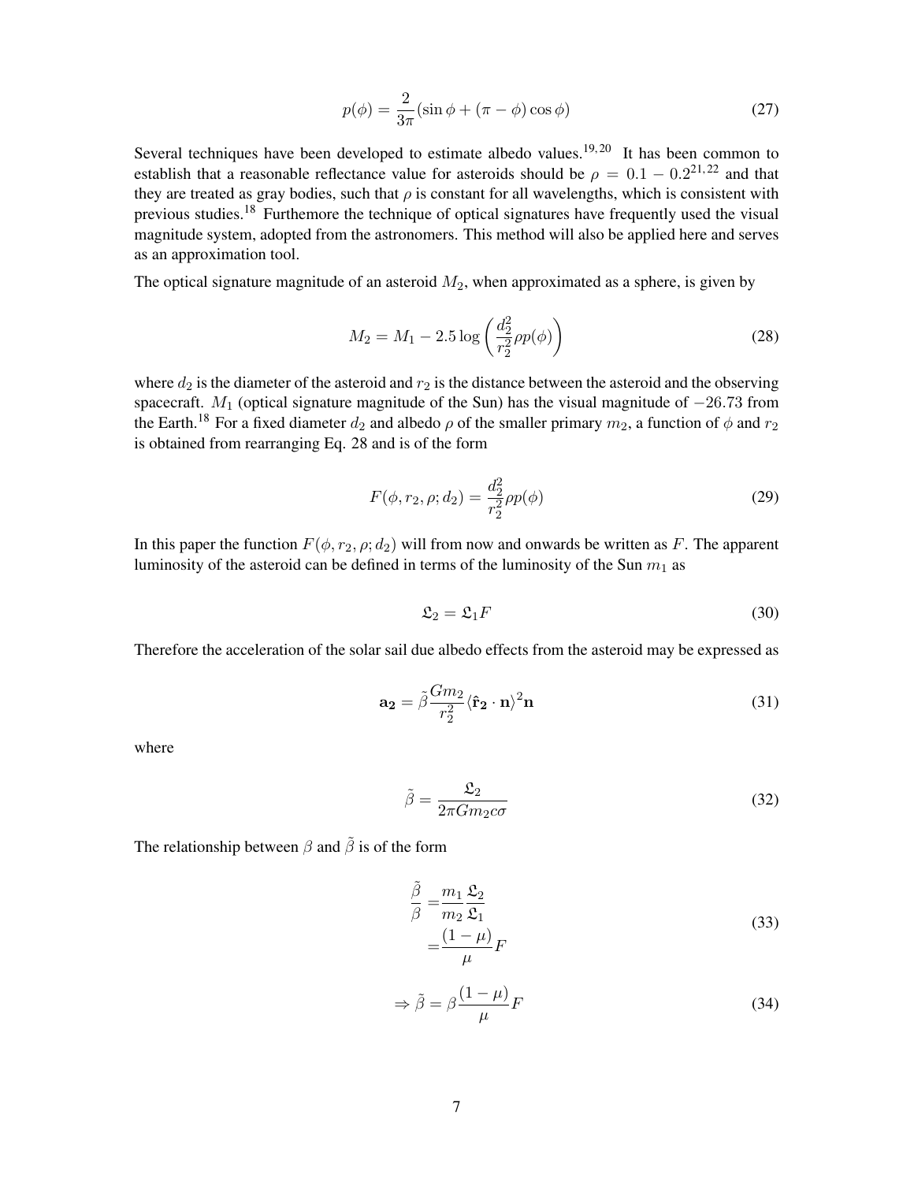$$p(\phi) = \frac{2}{3\pi}(\sin\phi + (\pi - \phi)\cos\phi) \tag{27}$$

Several techniques have been developed to estimate albedo values.[19,20] It has been common to establish that a reasonable reflectance value for asteroids should be $\rho = 0.1 - 0.2$[21,22] and that they are treated as gray bodies, such that $\rho$ is constant for all wavelengths, which is consistent with previous studies.[18] Furthermore the technique of optical signatures have frequently used the visual magnitude system, adopted from the astronomers. This method will also be applied here and serves as an approximation tool.

The optical signature magnitude of an asteroid $M_2$, when approximated as a sphere, is given by

$$M_2 = M_1 - 2.5\log\left(\frac{d_2^2}{r_2^2}\rho p(\phi)\right) \tag{28}$$

where $d_2$ is the diameter of the asteroid and $r_2$ is the distance between the asteroid and the observing spacecraft. $M_1$ (optical signature magnitude of the Sun) has the visual magnitude of $-26.73$ from the Earth.[18] For a fixed diameter $d_2$ and albedo $\rho$ of the smaller primary $m_2$, a function of $\phi$ and $r_2$ is obtained from rearranging Eq. 28 and is of the form

$$F(\phi, r_2, \rho; d_2) = \frac{d_2^2}{r_2^2}\rho p(\phi) \tag{29}$$

In this paper the function $F(\phi, r_2, \rho; d_2)$ will from now and onwards be written as $F$. The apparent luminosity of the asteroid can be defined in terms of the luminosity of the Sun $m_1$ as

$$\mathfrak{L}_2 = \mathfrak{L}_1 F \tag{30}$$

Therefore the acceleration of the solar sail due albedo effects from the asteroid may be expressed as

$$\mathbf{a_2} = \tilde{\beta}\frac{Gm_2}{r_2^2}\langle\mathbf{\hat{r}_2}\cdot\mathbf{n}\rangle^2\mathbf{n} \tag{31}$$

where

$$\tilde{\beta} = \frac{\mathfrak{L}_2}{2\pi G m_2 c\sigma} \tag{32}$$

The relationship between $\beta$ and $\tilde{\beta}$ is of the form

$$\begin{aligned}\frac{\tilde{\beta}}{\beta} &= \frac{m_1}{m_2}\frac{\mathfrak{L}_2}{\mathfrak{L}_1} \\ &= \frac{(1-\mu)}{\mu}F\end{aligned} \tag{33}$$

$$\Rightarrow \tilde{\beta} = \beta\frac{(1-\mu)}{\mu}F \tag{34}$$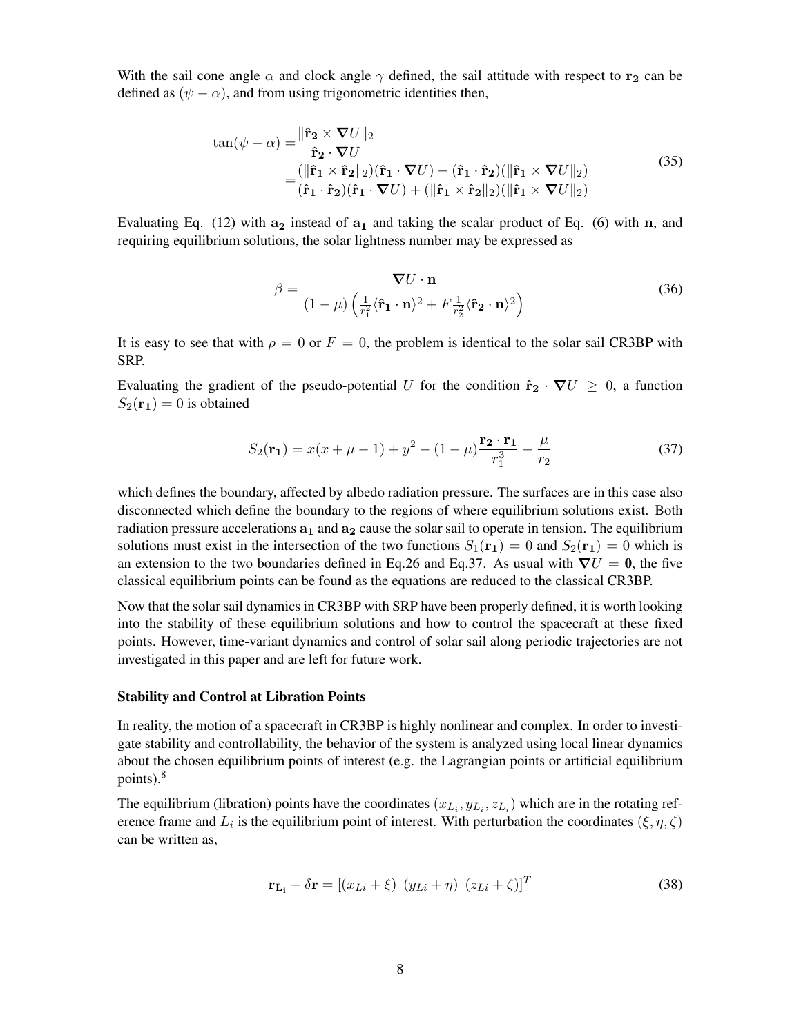With the sail cone angle $\alpha$ and clock angle $\gamma$ defined, the sail attitude with respect to $\mathbf{r_2}$ can be defined as $(\psi - \alpha)$, and from using trigonometric identities then,

$$
\begin{aligned}
\tan(\psi - \alpha) =& \frac{\|\hat{\mathbf{r}}_\mathbf{2} \times \boldsymbol{\nabla} U\|_2}{\hat{\mathbf{r}}_\mathbf{2} \cdot \boldsymbol{\nabla} U} \\
=& \frac{(\|\hat{\mathbf{r}}_\mathbf{1} \times \hat{\mathbf{r}}_\mathbf{2}\|_2)(\hat{\mathbf{r}}_\mathbf{1} \cdot \boldsymbol{\nabla} U) - (\hat{\mathbf{r}}_\mathbf{1} \cdot \hat{\mathbf{r}}_\mathbf{2})(\|\hat{\mathbf{r}}_\mathbf{1} \times \boldsymbol{\nabla} U\|_2)}{(\hat{\mathbf{r}}_\mathbf{1} \cdot \hat{\mathbf{r}}_\mathbf{2})(\hat{\mathbf{r}}_\mathbf{1} \cdot \boldsymbol{\nabla} U) + (\|\hat{\mathbf{r}}_\mathbf{1} \times \hat{\mathbf{r}}_\mathbf{2}\|_2)(\|\hat{\mathbf{r}}_\mathbf{1} \times \boldsymbol{\nabla} U\|_2)}
\end{aligned}
\tag{35}
$$

Evaluating Eq. (12) with $\mathbf{a_2}$ instead of $\mathbf{a_1}$ and taking the scalar product of Eq. (6) with $\mathbf{n}$, and requiring equilibrium solutions, the solar lightness number may be expressed as

$$
\beta = \frac{\boldsymbol{\nabla} U \cdot \mathbf{n}}{(1-\mu)\left(\frac{1}{r_1^2}\langle \hat{\mathbf{r}}_\mathbf{1} \cdot \mathbf{n}\rangle^2 + F\frac{1}{r_2^2}\langle \hat{\mathbf{r}}_\mathbf{2} \cdot \mathbf{n}\rangle^2\right)}
\tag{36}
$$

It is easy to see that with $\rho = 0$ or $F = 0$, the problem is identical to the solar sail CR3BP with SRP.

Evaluating the gradient of the pseudo-potential $U$ for the condition $\hat{\mathbf{r}}_\mathbf{2} \cdot \boldsymbol{\nabla} U \geq 0$, a function $S_2(\mathbf{r_1}) = 0$ is obtained

$$
S_2(\mathbf{r_1}) = x(x + \mu - 1) + y^2 - (1-\mu)\frac{\mathbf{r_2} \cdot \mathbf{r_1}}{r_1^3} - \frac{\mu}{r_2}
\tag{37}
$$

which defines the boundary, affected by albedo radiation pressure. The surfaces are in this case also disconnected which define the boundary to the regions of where equilibrium solutions exist. Both radiation pressure accelerations $\mathbf{a_1}$ and $\mathbf{a_2}$ cause the solar sail to operate in tension. The equilibrium solutions must exist in the intersection of the two functions $S_1(\mathbf{r_1}) = 0$ and $S_2(\mathbf{r_1}) = 0$ which is an extension to the two boundaries defined in Eq.26 and Eq.37. As usual with $\boldsymbol{\nabla} U = \mathbf{0}$, the five classical equilibrium points can be found as the equations are reduced to the classical CR3BP.

Now that the solar sail dynamics in CR3BP with SRP have been properly defined, it is worth looking into the stability of these equilibrium solutions and how to control the spacecraft at these fixed points. However, time-variant dynamics and control of solar sail along periodic trajectories are not investigated in this paper and are left for future work.

### Stability and Control at Libration Points

In reality, the motion of a spacecraft in CR3BP is highly nonlinear and complex. In order to investigate stability and controllability, the behavior of the system is analyzed using local linear dynamics about the chosen equilibrium points of interest (e.g. the Lagrangian points or artificial equilibrium points).[8]

The equilibrium (libration) points have the coordinates $(x_{L_i}, y_{L_i}, z_{L_i})$ which are in the rotating reference frame and $L_i$ is the equilibrium point of interest. With perturbation the coordinates $(\xi, \eta, \zeta)$ can be written as,

$$
\mathbf{r_{L_i}} + \delta \mathbf{r} = [(x_{Li} + \xi) \;\; (y_{Li} + \eta) \;\; (z_{Li} + \zeta)]^T
\tag{38}
$$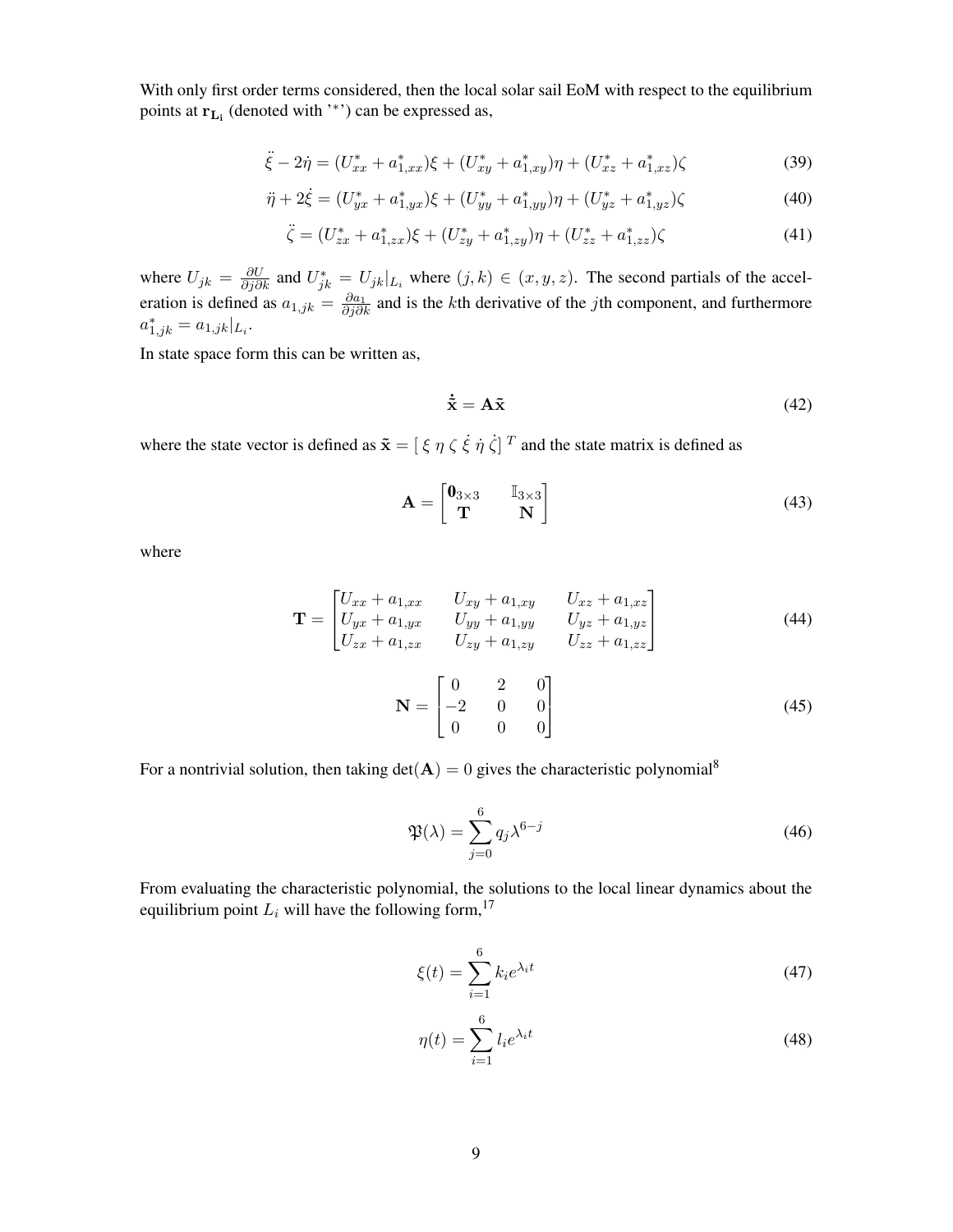With only first order terms considered, then the local solar sail EoM with respect to the equilibrium points at $\mathbf{r_{L_i}}$ (denoted with '$^*$') can be expressed as,

$$\ddot{\xi} - 2\dot{\eta} = (U^*_{xx} + a^*_{1,xx})\xi + (U^*_{xy} + a^*_{1,xy})\eta + (U^*_{xz} + a^*_{1,xz})\zeta \tag{39}$$

$$\ddot{\eta} + 2\dot{\xi} = (U^*_{yx} + a^*_{1,yx})\xi + (U^*_{yy} + a^*_{1,yy})\eta + (U^*_{yz} + a^*_{1,yz})\zeta \tag{40}$$

$$\ddot{\zeta} = (U^*_{zx} + a^*_{1,zx})\xi + (U^*_{zy} + a^*_{1,zy})\eta + (U^*_{zz} + a^*_{1,zz})\zeta \tag{41}$$

where $U_{jk} = \frac{\partial U}{\partial j \partial k}$ and $U^*_{jk} = U_{jk}|_{L_i}$ where $(j,k) \in (x,y,z)$. The second partials of the acceleration is defined as $a_{1,jk} = \frac{\partial a_1}{\partial j \partial k}$ and is the $k$th derivative of the $j$th component, and furthermore $a^*_{1,jk} = a_{1,jk}|_{L_i}$.

In state space form this can be written as,

$$\dot{\tilde{\mathbf{x}}} = \mathbf{A}\tilde{\mathbf{x}} \tag{42}$$

where the state vector is defined as $\tilde{\mathbf{x}} = [\,\xi\ \eta\ \zeta\ \dot{\xi}\ \dot{\eta}\ \dot{\zeta}\,]^T$ and the state matrix is defined as

$$\mathbf{A} = \begin{bmatrix} \mathbf{0}_{3\times3} & \mathbb{I}_{3\times3} \\ \mathbf{T} & \mathbf{N} \end{bmatrix} \tag{43}$$

where

$$\mathbf{T} = \begin{bmatrix} U_{xx} + a_{1,xx} & U_{xy} + a_{1,xy} & U_{xz} + a_{1,xz} \\ U_{yx} + a_{1,yx} & U_{yy} + a_{1,yy} & U_{yz} + a_{1,yz} \\ U_{zx} + a_{1,zx} & U_{zy} + a_{1,zy} & U_{zz} + a_{1,zz} \end{bmatrix} \tag{44}$$

$$\mathbf{N} = \begin{bmatrix} 0 & 2 & 0 \\ -2 & 0 & 0 \\ 0 & 0 & 0 \end{bmatrix} \tag{45}$$

For a nontrivial solution, then taking $\det(\mathbf{A}) = 0$ gives the characteristic polynomial[8]

$$\mathfrak{P}(\lambda) = \sum_{j=0}^{6} q_j \lambda^{6-j} \tag{46}$$

From evaluating the characteristic polynomial, the solutions to the local linear dynamics about the equilibrium point $L_i$ will have the following form,[17]

$$\xi(t) = \sum_{i=1}^{6} k_i e^{\lambda_i t} \tag{47}$$

$$\eta(t) = \sum_{i=1}^{6} l_i e^{\lambda_i t} \tag{48}$$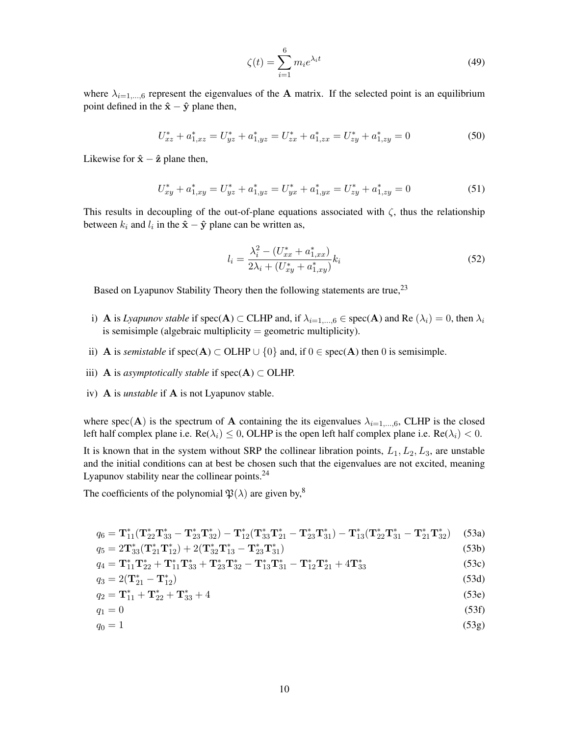$$\zeta(t) = \sum_{i=1}^{6} m_i e^{\lambda_i t} \tag{49}$$

where $\lambda_{i=1,\ldots,6}$ represent the eigenvalues of the $\mathbf{A}$ matrix. If the selected point is an equilibrium point defined in the $\hat{\mathbf{x}} - \hat{\mathbf{y}}$ plane then,

$$U^*_{xz} + a^*_{1,xz} = U^*_{yz} + a^*_{1,yz} = U^*_{zx} + a^*_{1,zx} = U^*_{zy} + a^*_{1,zy} = 0 \tag{50}$$

Likewise for $\hat{\mathbf{x}} - \hat{\mathbf{z}}$ plane then,

$$U^*_{xy} + a^*_{1,xy} = U^*_{yz} + a^*_{1,yz} = U^*_{yx} + a^*_{1,yx} = U^*_{zy} + a^*_{1,zy} = 0 \tag{51}$$

This results in decoupling of the out-of-plane equations associated with $\zeta$, thus the relationship between $k_i$ and $l_i$ in the $\hat{\mathbf{x}} - \hat{\mathbf{y}}$ plane can be written as,

$$l_i = \frac{\lambda_i^2 - (U^*_{xx} + a^*_{1,xx})}{2\lambda_i + (U^*_{xy} + a^*_{1,xy})} k_i \tag{52}$$

Based on Lyapunov Stability Theory then the following statements are true,[23]

i) $\mathbf{A}$ is *Lyapunov stable* if spec$(\mathbf{A}) \subset$ CLHP and, if $\lambda_{i=1,\ldots,6} \in$ spec$(\mathbf{A})$ and Re $(\lambda_i) = 0$, then $\lambda_i$ is semisimple (algebraic multiplicity = geometric multiplicity).

ii) $\mathbf{A}$ is *semistable* if spec$(\mathbf{A}) \subset$ OLHP $\cup \{0\}$ and, if $0 \in$ spec$(\mathbf{A})$ then 0 is semisimple.

iii) $\mathbf{A}$ is *asymptotically stable* if spec$(\mathbf{A}) \subset$ OLHP.

iv) $\mathbf{A}$ is *unstable* if $\mathbf{A}$ is not Lyapunov stable.

where spec$(\mathbf{A})$ is the spectrum of $\mathbf{A}$ containing the its eigenvalues $\lambda_{i=1,\ldots,6}$, CLHP is the closed left half complex plane i.e. Re$(\lambda_i) \leq 0$, OLHP is the open left half complex plane i.e. Re$(\lambda_i) < 0$.

It is known that in the system without SRP the collinear libration points, $L_1, L_2, L_3$, are unstable and the initial conditions can at best be chosen such that the eigenvalues are not excited, meaning Lyapunov stability near the collinear points.[24]

The coefficients of the polynomial $\mathfrak{P}(\lambda)$ are given by,[8]

$$q_6 = \mathbf{T}^*_{11}(\mathbf{T}^*_{22}\mathbf{T}^*_{33} - \mathbf{T}^*_{23}\mathbf{T}^*_{32}) - \mathbf{T}^*_{12}(\mathbf{T}^*_{33}\mathbf{T}^*_{21} - \mathbf{T}^*_{23}\mathbf{T}^*_{31}) - \mathbf{T}^*_{13}(\mathbf{T}^*_{22}\mathbf{T}^*_{31} - \mathbf{T}^*_{21}\mathbf{T}^*_{32}) \tag{53a}$$

$$q_5 = 2\mathbf{T}^*_{33}(\mathbf{T}^*_{21}\mathbf{T}^*_{12}) + 2(\mathbf{T}^*_{32}\mathbf{T}^*_{13} - \mathbf{T}^*_{23}\mathbf{T}^*_{31}) \tag{53b}$$

$$q_4 = \mathbf{T}^*_{11}\mathbf{T}^*_{22} + \mathbf{T}^*_{11}\mathbf{T}^*_{33} + \mathbf{T}^*_{23}\mathbf{T}^*_{32} - \mathbf{T}^*_{13}\mathbf{T}^*_{31} - \mathbf{T}^*_{12}\mathbf{T}^*_{21} + 4\mathbf{T}^*_{33} \tag{53c}$$

$$q_3 = 2(\mathbf{T}^*_{21} - \mathbf{T}^*_{12}) \tag{53d}$$

$$q_2 = \mathbf{T}^*_{11} + \mathbf{T}^*_{22} + \mathbf{T}^*_{33} + 4 \tag{53e}$$

$$q_1 = 0 \tag{53f}$$

$$q_0 = 1 \tag{53g}$$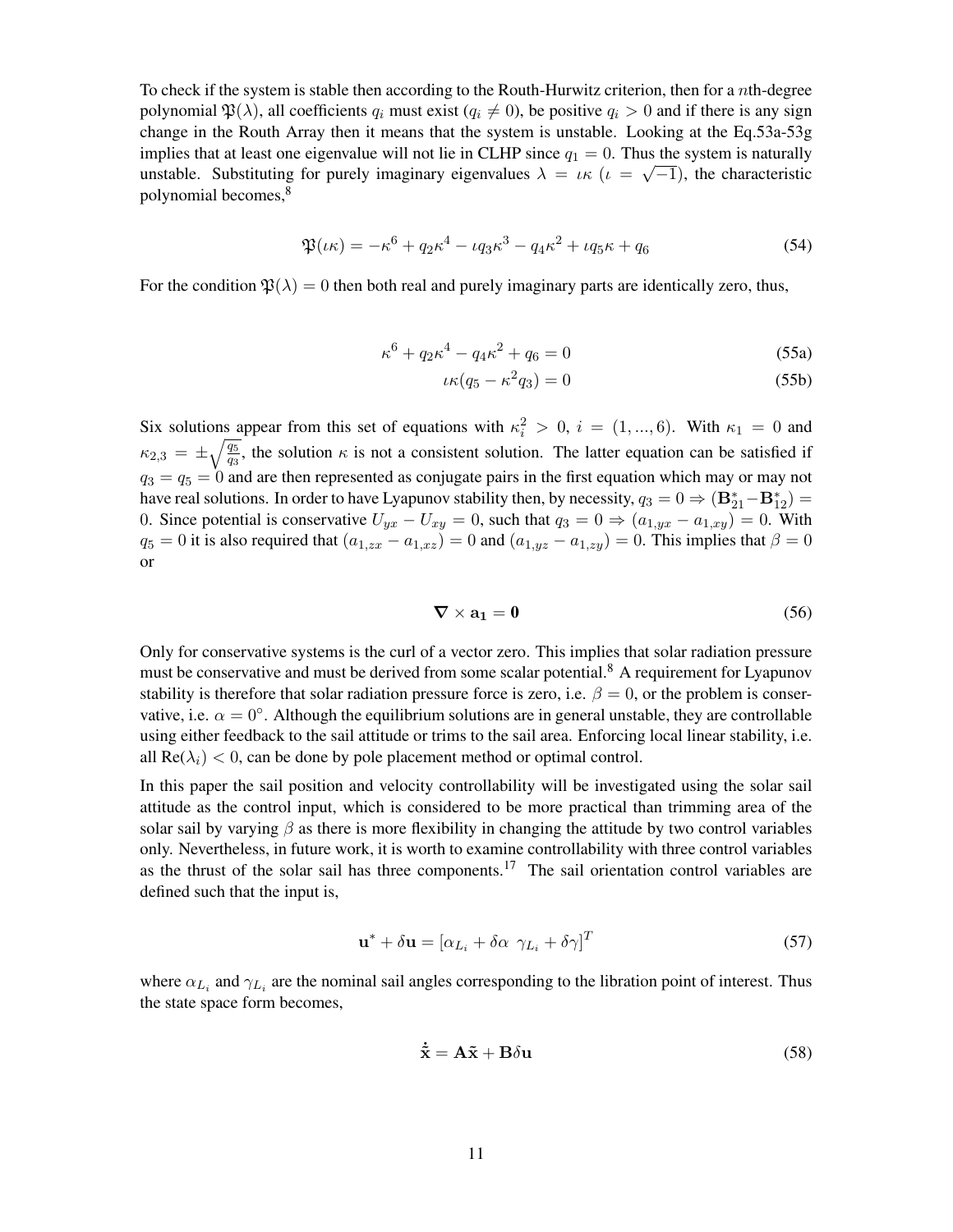To check if the system is stable then according to the Routh-Hurwitz criterion, then for a $n$th-degree polynomial $\mathfrak{P}(\lambda)$, all coefficients $q_i$ must exist ($q_i \neq 0$), be positive $q_i > 0$ and if there is any sign change in the Routh Array then it means that the system is unstable. Looking at the Eq.53a-53g implies that at least one eigenvalue will not lie in CLHP since $q_1 = 0$. Thus the system is naturally unstable. Substituting for purely imaginary eigenvalues $\lambda = \iota\kappa$ ($\iota = \sqrt{-1}$), the characteristic polynomial becomes,[8]

$$\mathfrak{P}(\iota\kappa) = -\kappa^6 + q_2\kappa^4 - \iota q_3\kappa^3 - q_4\kappa^2 + \iota q_5\kappa + q_6 \tag{54}$$

For the condition $\mathfrak{P}(\lambda) = 0$ then both real and purely imaginary parts are identically zero, thus,

$$\kappa^6 + q_2\kappa^4 - q_4\kappa^2 + q_6 = 0 \tag{55a}$$

$$\iota\kappa(q_5 - \kappa^2 q_3) = 0 \tag{55b}$$

Six solutions appear from this set of equations with $\kappa_i^2 > 0$, $i = (1, ..., 6)$. With $\kappa_1 = 0$ and $\kappa_{2,3} = \pm\sqrt{\frac{q_5}{q_3}}$, the solution $\kappa$ is not a consistent solution. The latter equation can be satisfied if $q_3 = q_5 = 0$ and are then represented as conjugate pairs in the first equation which may or may not have real solutions. In order to have Lyapunov stability then, by necessity, $q_3 = 0 \Rightarrow (\mathbf{B}_{21}^* - \mathbf{B}_{12}^*) = 0$. Since potential is conservative $U_{yx} - U_{xy} = 0$, such that $q_3 = 0 \Rightarrow (a_{1,yx} - a_{1,xy}) = 0$. With $q_5 = 0$ it is also required that $(a_{1,zx} - a_{1,xz}) = 0$ and $(a_{1,yz} - a_{1,zy}) = 0$. This implies that $\beta = 0$ or

$$\boldsymbol{\nabla} \times \mathbf{a_1} = \mathbf{0} \tag{56}$$

Only for conservative systems is the curl of a vector zero. This implies that solar radiation pressure must be conservative and must be derived from some scalar potential.[8] A requirement for Lyapunov stability is therefore that solar radiation pressure force is zero, i.e. $\beta = 0$, or the problem is conservative, i.e. $\alpha = 0°$. Although the equilibrium solutions are in general unstable, they are controllable using either feedback to the sail attitude or trims to the sail area. Enforcing local linear stability, i.e. all $\text{Re}(\lambda_i) < 0$, can be done by pole placement method or optimal control.

In this paper the sail position and velocity controllability will be investigated using the solar sail attitude as the control input, which is considered to be more practical than trimming area of the solar sail by varying $\beta$ as there is more flexibility in changing the attitude by two control variables only. Nevertheless, in future work, it is worth to examine controllability with three control variables as the thrust of the solar sail has three components.[17] The sail orientation control variables are defined such that the input is,

$$\mathbf{u}^* + \delta\mathbf{u} = [\alpha_{L_i} + \delta\alpha \;\; \gamma_{L_i} + \delta\gamma]^T \tag{57}$$

where $\alpha_{L_i}$ and $\gamma_{L_i}$ are the nominal sail angles corresponding to the libration point of interest. Thus the state space form becomes,

$$\dot{\tilde{\mathbf{x}}} = \mathbf{A}\tilde{\mathbf{x}} + \mathbf{B}\delta\mathbf{u} \tag{58}$$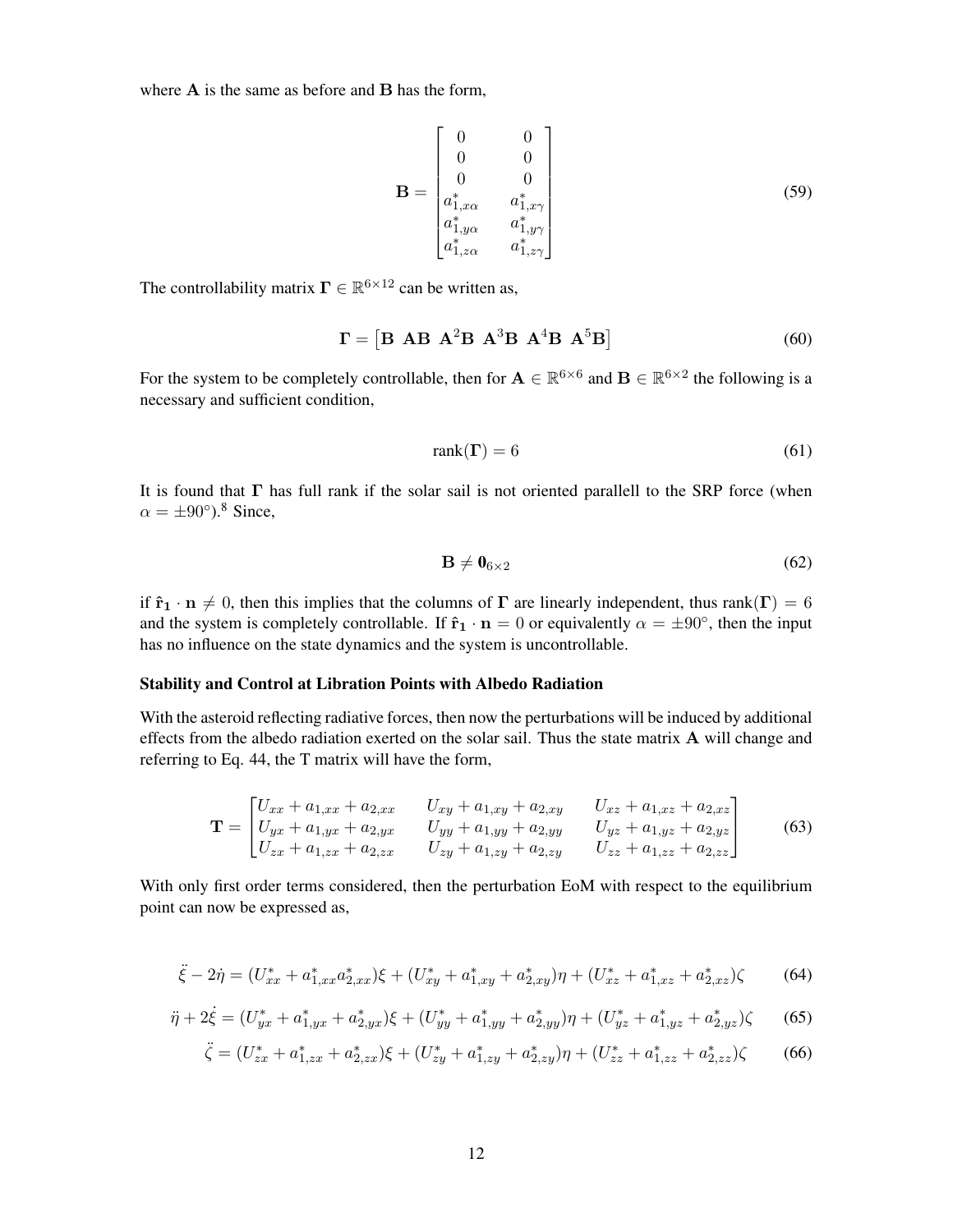where $\mathbf{A}$ is the same as before and $\mathbf{B}$ has the form,

$$
\mathbf{B} = \begin{bmatrix} 0 & 0 \\ 0 & 0 \\ 0 & 0 \\ a^*_{1,x\alpha} & a^*_{1,x\gamma} \\ a^*_{1,y\alpha} & a^*_{1,y\gamma} \\ a^*_{1,z\alpha} & a^*_{1,z\gamma} \end{bmatrix} \tag{59}
$$

The controllability matrix $\mathbf{\Gamma} \in \mathbb{R}^{6\times 12}$ can be written as,

$$
\mathbf{\Gamma} = \begin{bmatrix} \mathbf{B} & \mathbf{AB} & \mathbf{A}^2\mathbf{B} & \mathbf{A}^3\mathbf{B} & \mathbf{A}^4\mathbf{B} & \mathbf{A}^5\mathbf{B} \end{bmatrix} \tag{60}
$$

For the system to be completely controllable, then for $\mathbf{A} \in \mathbb{R}^{6\times 6}$ and $\mathbf{B} \in \mathbb{R}^{6\times 2}$ the following is a necessary and sufficient condition,

$$
\text{rank}(\mathbf{\Gamma}) = 6 \tag{61}
$$

It is found that $\mathbf{\Gamma}$ has full rank if the solar sail is not oriented parallell to the SRP force (when $\alpha = \pm 90^\circ$).[8] Since,

$$
\mathbf{B} \neq \mathbf{0}_{6\times 2} \tag{62}
$$

if $\hat{\mathbf{r}}_{\mathbf{1}} \cdot \mathbf{n} \neq 0$, then this implies that the columns of $\mathbf{\Gamma}$ are linearly independent, thus rank$(\mathbf{\Gamma}) = 6$ and the system is completely controllable. If $\hat{\mathbf{r}}_{\mathbf{1}} \cdot \mathbf{n} = 0$ or equivalently $\alpha = \pm 90^\circ$, then the input has no influence on the state dynamics and the system is uncontrollable.

**Stability and Control at Libration Points with Albedo Radiation**

With the asteroid reflecting radiative forces, then now the perturbations will be induced by additional effects from the albedo radiation exerted on the solar sail. Thus the state matrix $\mathbf{A}$ will change and referring to Eq. 44, the T matrix will have the form,

$$
\mathbf{T} = \begin{bmatrix} U_{xx} + a_{1,xx} + a_{2,xx} & U_{xy} + a_{1,xy} + a_{2,xy} & U_{xz} + a_{1,xz} + a_{2,xz} \\ U_{yx} + a_{1,yx} + a_{2,yx} & U_{yy} + a_{1,yy} + a_{2,yy} & U_{yz} + a_{1,yz} + a_{2,yz} \\ U_{zx} + a_{1,zx} + a_{2,zx} & U_{zy} + a_{1,zy} + a_{2,zy} & U_{zz} + a_{1,zz} + a_{2,zz} \end{bmatrix} \tag{63}
$$

With only first order terms considered, then the perturbation EoM with respect to the equilibrium point can now be expressed as,

$$
\ddot{\xi} - 2\dot{\eta} = (U^*_{xx} + a^*_{1,xx}a^*_{2,xx})\xi + (U^*_{xy} + a^*_{1,xy} + a^*_{2,xy})\eta + (U^*_{xz} + a^*_{1,xz} + a^*_{2,xz})\zeta \tag{64}
$$

$$
\ddot{\eta} + 2\dot{\xi} = (U^*_{yx} + a^*_{1,yx} + a^*_{2,yx})\xi + (U^*_{yy} + a^*_{1,yy} + a^*_{2,yy})\eta + (U^*_{yz} + a^*_{1,yz} + a^*_{2,yz})\zeta \tag{65}
$$

$$
\ddot{\zeta} = (U^*_{zx} + a^*_{1,zx} + a^*_{2,zx})\xi + (U^*_{zy} + a^*_{1,zy} + a^*_{2,zy})\eta + (U^*_{zz} + a^*_{1,zz} + a^*_{2,zz})\zeta \tag{66}
$$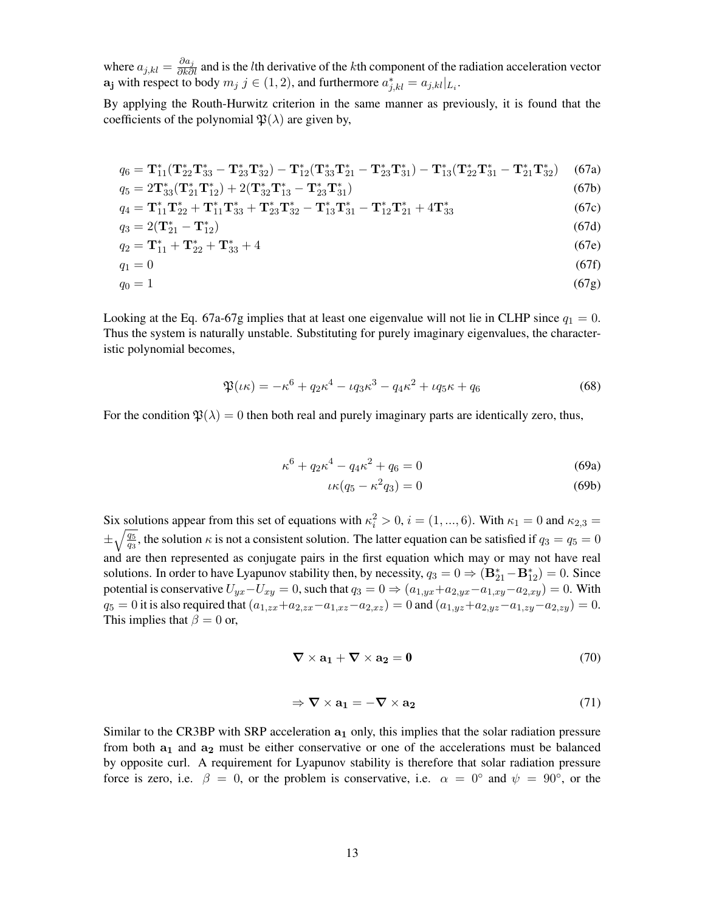where $a_{j,kl} = \frac{\partial a_j}{\partial k \partial l}$ and is the $l$th derivative of the $k$th component of the radiation acceleration vector $\mathbf{a_j}$ with respect to body $m_j$ $j \in (1, 2)$, and furthermore $a^*_{j,kl} = a_{j,kl}|_{L_i}$.

By applying the Routh-Hurwitz criterion in the same manner as previously, it is found that the coefficients of the polynomial $\mathfrak{P}(\lambda)$ are given by,

$$q_6 = \mathbf{T}^*_{11}(\mathbf{T}^*_{22}\mathbf{T}^*_{33} - \mathbf{T}^*_{23}\mathbf{T}^*_{32}) - \mathbf{T}^*_{12}(\mathbf{T}^*_{33}\mathbf{T}^*_{21} - \mathbf{T}^*_{23}\mathbf{T}^*_{31}) - \mathbf{T}^*_{13}(\mathbf{T}^*_{22}\mathbf{T}^*_{31} - \mathbf{T}^*_{21}\mathbf{T}^*_{32}) \tag{67a}$$

$$q_5 = 2\mathbf{T}^*_{33}(\mathbf{T}^*_{21}\mathbf{T}^*_{12}) + 2(\mathbf{T}^*_{32}\mathbf{T}^*_{13} - \mathbf{T}^*_{23}\mathbf{T}^*_{31}) \tag{67b}$$

$$q_4 = \mathbf{T}^*_{11}\mathbf{T}^*_{22} + \mathbf{T}^*_{11}\mathbf{T}^*_{33} + \mathbf{T}^*_{23}\mathbf{T}^*_{32} - \mathbf{T}^*_{13}\mathbf{T}^*_{31} - \mathbf{T}^*_{12}\mathbf{T}^*_{21} + 4\mathbf{T}^*_{33} \tag{67c}$$

$$q_3 = 2(\mathbf{T}^*_{21} - \mathbf{T}^*_{12}) \tag{67d}$$

$$q_2 = \mathbf{T}^*_{11} + \mathbf{T}^*_{22} + \mathbf{T}^*_{33} + 4 \tag{67e}$$

$$q_1 = 0 \tag{67f}$$

$$q_0 = 1 \tag{67g}$$

Looking at the Eq. 67a-67g implies that at least one eigenvalue will not lie in CLHP since $q_1 = 0$. Thus the system is naturally unstable. Substituting for purely imaginary eigenvalues, the characteristic polynomial becomes,

$$\mathfrak{P}(\iota\kappa) = -\kappa^6 + q_2\kappa^4 - \iota q_3\kappa^3 - q_4\kappa^2 + \iota q_5\kappa + q_6 \tag{68}$$

For the condition $\mathfrak{P}(\lambda) = 0$ then both real and purely imaginary parts are identically zero, thus,

$$\kappa^6 + q_2\kappa^4 - q_4\kappa^2 + q_6 = 0 \tag{69a}$$

$$\iota\kappa(q_5 - \kappa^2 q_3) = 0 \tag{69b}$$

Six solutions appear from this set of equations with $\kappa_i^2 > 0$, $i = (1, ..., 6)$. With $\kappa_1 = 0$ and $\kappa_{2,3} = \pm\sqrt{\frac{q_5}{q_3}}$, the solution $\kappa$ is not a consistent solution. The latter equation can be satisfied if $q_3 = q_5 = 0$ and are then represented as conjugate pairs in the first equation which may or may not have real solutions. In order to have Lyapunov stability then, by necessity, $q_3 = 0 \Rightarrow (\mathbf{B}^*_{21} - \mathbf{B}^*_{12}) = 0$. Since potential is conservative $U_{yx} - U_{xy} = 0$, such that $q_3 = 0 \Rightarrow (a_{1,yx} + a_{2,yx} - a_{1,xy} - a_{2,xy}) = 0$. With $q_5 = 0$ it is also required that $(a_{1,zx} + a_{2,zx} - a_{1,xz} - a_{2,xz}) = 0$ and $(a_{1,yz} + a_{2,yz} - a_{1,zy} - a_{2,zy}) = 0$. This implies that $\beta = 0$ or,

$$\boldsymbol{\nabla} \times \mathbf{a_1} + \boldsymbol{\nabla} \times \mathbf{a_2} = \mathbf{0} \tag{70}$$

$$\Rightarrow \boldsymbol{\nabla} \times \mathbf{a_1} = -\boldsymbol{\nabla} \times \mathbf{a_2} \tag{71}$$

Similar to the CR3BP with SRP acceleration $\mathbf{a_1}$ only, this implies that the solar radiation pressure from both $\mathbf{a_1}$ and $\mathbf{a_2}$ must be either conservative or one of the accelerations must be balanced by opposite curl. A requirement for Lyapunov stability is therefore that solar radiation pressure force is zero, i.e. $\beta = 0$, or the problem is conservative, i.e. $\alpha = 0^\circ$ and $\psi = 90^\circ$, or the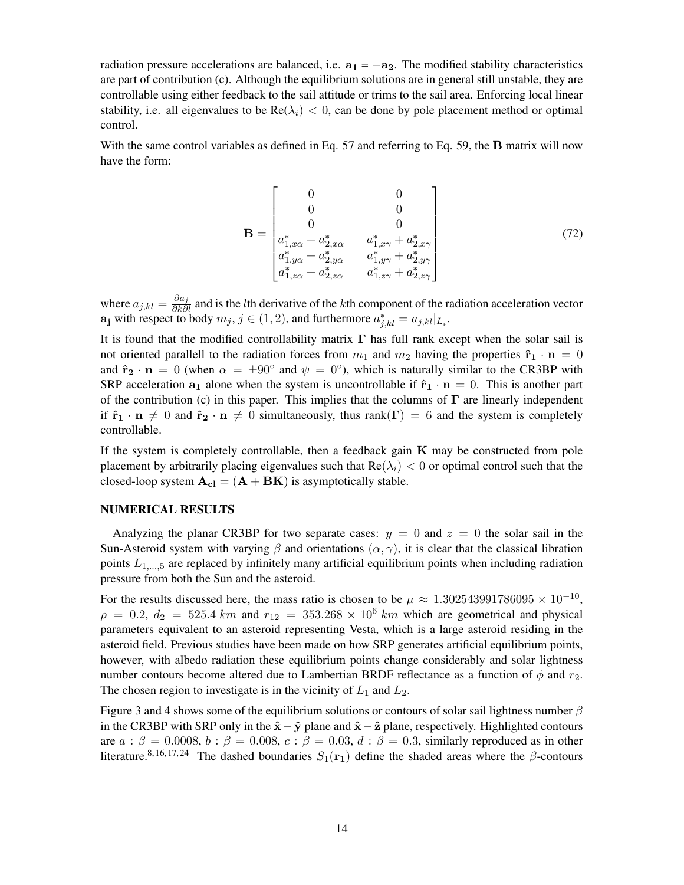radiation pressure accelerations are balanced, i.e. $\mathbf{a_1} = -\mathbf{a_2}$. The modified stability characteristics are part of contribution (c). Although the equilibrium solutions are in general still unstable, they are controllable using either feedback to the sail attitude or trims to the sail area. Enforcing local linear stability, i.e. all eigenvalues to be $\text{Re}(\lambda_i) < 0$, can be done by pole placement method or optimal control.

With the same control variables as defined in Eq. 57 and referring to Eq. 59, the $\mathbf{B}$ matrix will now have the form:

$$\mathbf{B} = \begin{bmatrix} 0 & 0 \\ 0 & 0 \\ 0 & 0 \\ a^*_{1,x\alpha} + a^*_{2,x\alpha} & a^*_{1,x\gamma} + a^*_{2,x\gamma} \\ a^*_{1,y\alpha} + a^*_{2,y\alpha} & a^*_{1,y\gamma} + a^*_{2,y\gamma} \\ a^*_{1,z\alpha} + a^*_{2,z\alpha} & a^*_{1,z\gamma} + a^*_{2,z\gamma} \end{bmatrix} \tag{72}$$

where $a_{j,kl} = \frac{\partial a_j}{\partial k \partial l}$ and is the $l$th derivative of the $k$th component of the radiation acceleration vector $\mathbf{a_j}$ with respect to body $m_j$, $j \in (1, 2)$, and furthermore $a^*_{j,kl} = a_{j,kl}|_{L_i}$.

It is found that the modified controllability matrix $\mathbf{\Gamma}$ has full rank except when the solar sail is not oriented parallell to the radiation forces from $m_1$ and $m_2$ having the properties $\hat{\mathbf{r}}_\mathbf{1} \cdot \mathbf{n} = 0$ and $\hat{\mathbf{r}}_\mathbf{2} \cdot \mathbf{n} = 0$ (when $\alpha = \pm 90^\circ$ and $\psi = 0^\circ$), which is naturally similar to the CR3BP with SRP acceleration $\mathbf{a_1}$ alone when the system is uncontrollable if $\hat{\mathbf{r}}_\mathbf{1} \cdot \mathbf{n} = 0$. This is another part of the contribution (c) in this paper. This implies that the columns of $\mathbf{\Gamma}$ are linearly independent if $\hat{\mathbf{r}}_\mathbf{1} \cdot \mathbf{n} \neq 0$ and $\hat{\mathbf{r}}_\mathbf{2} \cdot \mathbf{n} \neq 0$ simultaneously, thus $\text{rank}(\mathbf{\Gamma}) = 6$ and the system is completely controllable.

If the system is completely controllable, then a feedback gain $\mathbf{K}$ may be constructed from pole placement by arbitrarily placing eigenvalues such that $\text{Re}(\lambda_i) < 0$ or optimal control such that the closed-loop system $\mathbf{A_{cl}} = (\mathbf{A} + \mathbf{BK})$ is asymptotically stable.

## NUMERICAL RESULTS

Analyzing the planar CR3BP for two separate cases: $y = 0$ and $z = 0$ the solar sail in the Sun-Asteroid system with varying $\beta$ and orientations $(\alpha, \gamma)$, it is clear that the classical libration points $L_{1,\ldots,5}$ are replaced by infinitely many artificial equilibrium points when including radiation pressure from both the Sun and the asteroid.

For the results discussed here, the mass ratio is chosen to be $\mu \approx 1.302543991786095 \times 10^{-10}$, $\rho = 0.2$, $d_2 = 525.4\ km$ and $r_{12} = 353.268 \times 10^6\ km$ which are geometrical and physical parameters equivalent to an asteroid representing Vesta, which is a large asteroid residing in the asteroid field. Previous studies have been made on how SRP generates artificial equilibrium points, however, with albedo radiation these equilibrium points change considerably and solar lightness number contours become altered due to Lambertian BRDF reflectance as a function of $\phi$ and $r_2$. The chosen region to investigate is in the vicinity of $L_1$ and $L_2$.

Figure 3 and 4 shows some of the equilibrium solutions or contours of solar sail lightness number $\beta$ in the CR3BP with SRP only in the $\hat{\mathbf{x}} - \hat{\mathbf{y}}$ plane and $\hat{\mathbf{x}} - \hat{\mathbf{z}}$ plane, respectively. Highlighted contours are $a : \beta = 0.0008$, $b : \beta = 0.008$, $c : \beta = 0.03$, $d : \beta = 0.3$, similarly reproduced as in other literature.[8,16,17,24] The dashed boundaries $S_1(\mathbf{r_1})$ define the shaded areas where the $\beta$-contours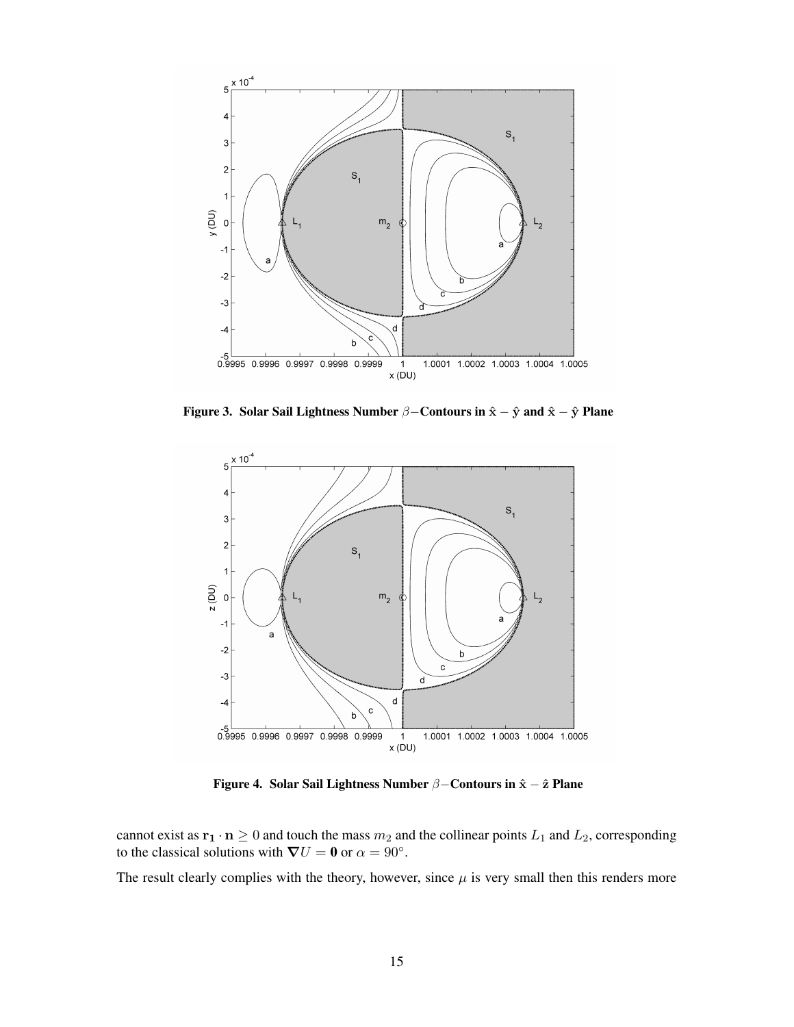Figure 3. Solar Sail Lightness Number $\beta-$Contours in $\hat{\mathbf{x}}-\hat{\mathbf{y}}$ and $\hat{\mathbf{x}}-\hat{\mathbf{y}}$ Plane

Figure 4. Solar Sail Lightness Number $\beta-$Contours in $\hat{\mathbf{x}}-\hat{\mathbf{z}}$ Plane

cannot exist as $\mathbf{r_1} \cdot \mathbf{n} \geq 0$ and touch the mass $m_2$ and the collinear points $L_1$ and $L_2$, corresponding to the classical solutions with $\boldsymbol{\nabla} U = \mathbf{0}$ or $\alpha = 90°$.

The result clearly complies with the theory, however, since $\mu$ is very small then this renders more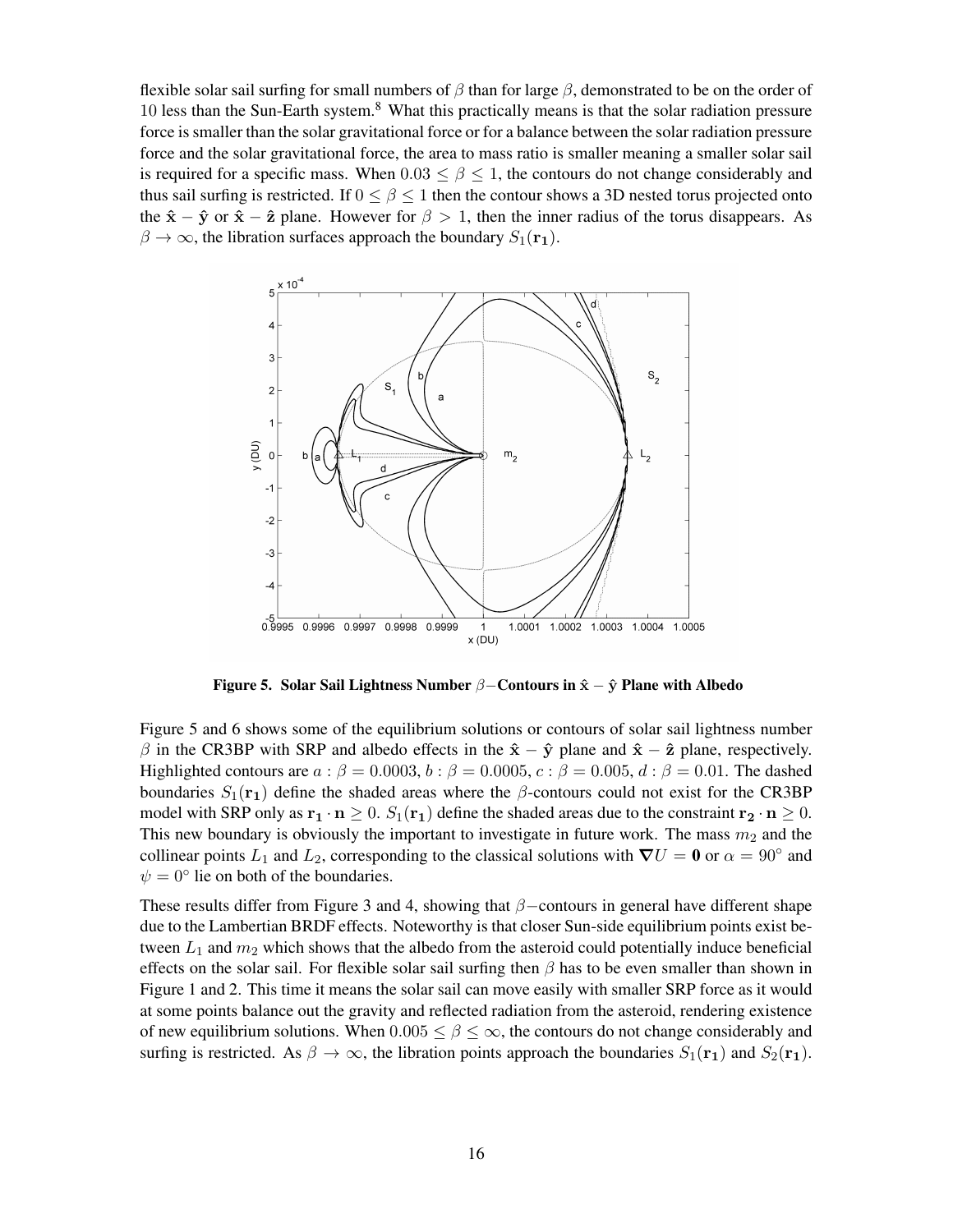flexible solar sail surfing for small numbers of $\beta$ than for large $\beta$, demonstrated to be on the order of 10 less than the Sun-Earth system.[8] What this practically means is that the solar radiation pressure force is smaller than the solar gravitational force or for a balance between the solar radiation pressure force and the solar gravitational force, the area to mass ratio is smaller meaning a smaller solar sail is required for a specific mass. When $0.03 \leq \beta \leq 1$, the contours do not change considerably and thus sail surfing is restricted. If $0 \leq \beta \leq 1$ then the contour shows a 3D nested torus projected onto the $\hat{\mathbf{x}} - \hat{\mathbf{y}}$ or $\hat{\mathbf{x}} - \hat{\mathbf{z}}$ plane. However for $\beta > 1$, then the inner radius of the torus disappears. As $\beta \rightarrow \infty$, the libration surfaces approach the boundary $S_1(\mathbf{r_1})$.

**Figure 5. Solar Sail Lightness Number $\beta-$Contours in $\hat{\mathbf{x}} - \hat{\mathbf{y}}$ Plane with Albedo**

Figure 5 and 6 shows some of the equilibrium solutions or contours of solar sail lightness number $\beta$ in the CR3BP with SRP and albedo effects in the $\hat{\mathbf{x}} - \hat{\mathbf{y}}$ plane and $\hat{\mathbf{x}} - \hat{\mathbf{z}}$ plane, respectively. Highlighted contours are $a : \beta = 0.0003$, $b : \beta = 0.0005$, $c : \beta = 0.005$, $d : \beta = 0.01$. The dashed boundaries $S_1(\mathbf{r_1})$ define the shaded areas where the $\beta$-contours could not exist for the CR3BP model with SRP only as $\mathbf{r_1} \cdot \mathbf{n} \geq 0$. $S_1(\mathbf{r_1})$ define the shaded areas due to the constraint $\mathbf{r_2} \cdot \mathbf{n} \geq 0$. This new boundary is obviously the important to investigate in future work. The mass $m_2$ and the collinear points $L_1$ and $L_2$, corresponding to the classical solutions with $\boldsymbol{\nabla} U = \mathbf{0}$ or $\alpha = 90°$ and $\psi = 0°$ lie on both of the boundaries.

These results differ from Figure 3 and 4, showing that $\beta-$contours in general have different shape due to the Lambertian BRDF effects. Noteworthy is that closer Sun-side equilibrium points exist between $L_1$ and $m_2$ which shows that the albedo from the asteroid could potentially induce beneficial effects on the solar sail. For flexible solar sail surfing then $\beta$ has to be even smaller than shown in Figure 1 and 2. This time it means the solar sail can move easily with smaller SRP force as it would at some points balance out the gravity and reflected radiation from the asteroid, rendering existence of new equilibrium solutions. When $0.005 \leq \beta \leq \infty$, the contours do not change considerably and surfing is restricted. As $\beta \rightarrow \infty$, the libration points approach the boundaries $S_1(\mathbf{r_1})$ and $S_2(\mathbf{r_1})$.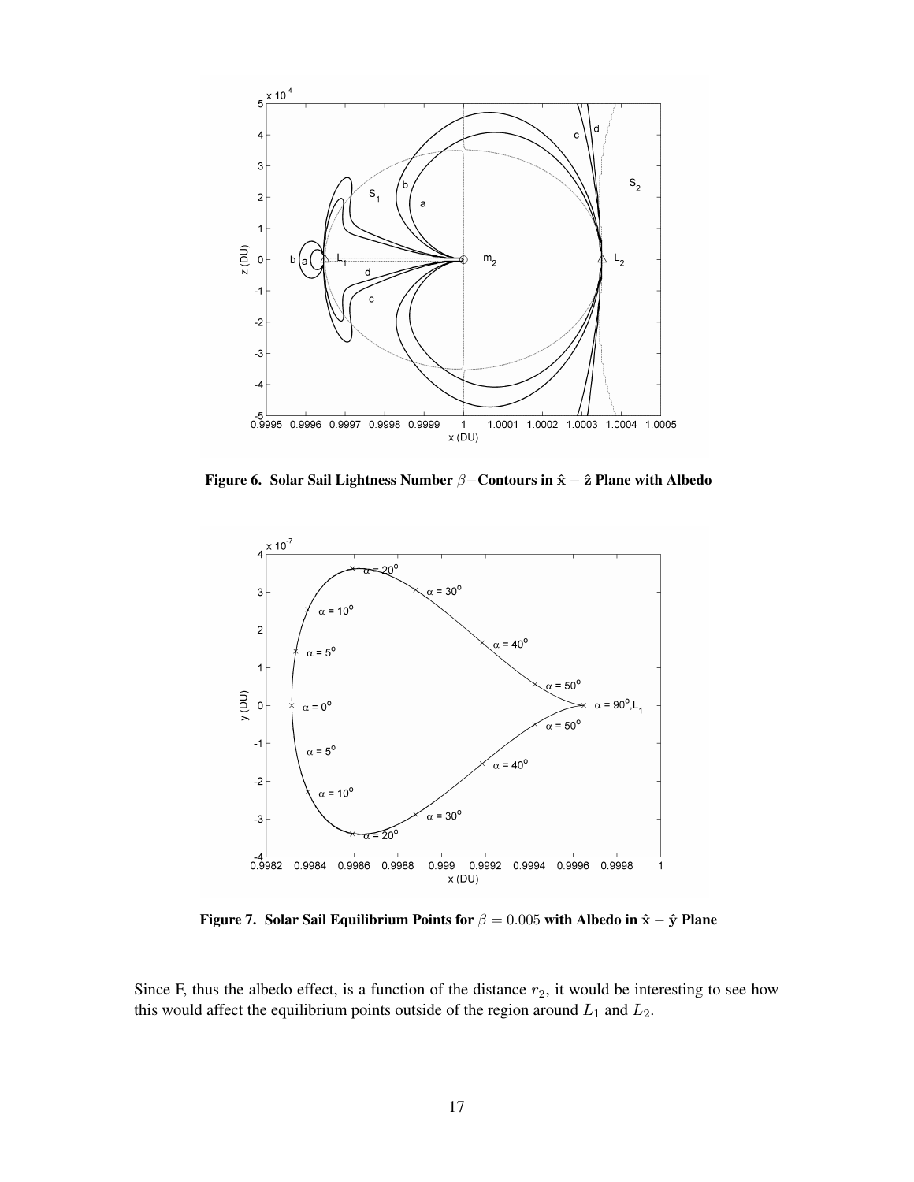**Figure 6. Solar Sail Lightness Number $\beta-$Contours in $\hat{\mathbf{x}} - \hat{\mathbf{z}}$ Plane with Albedo**

**Figure 7. Solar Sail Equilibrium Points for $\beta = 0.005$ with Albedo in $\hat{\mathbf{x}} - \hat{\mathbf{y}}$ Plane**

Since F, thus the albedo effect, is a function of the distance $r_2$, it would be interesting to see how this would affect the equilibrium points outside of the region around $L_1$ and $L_2$.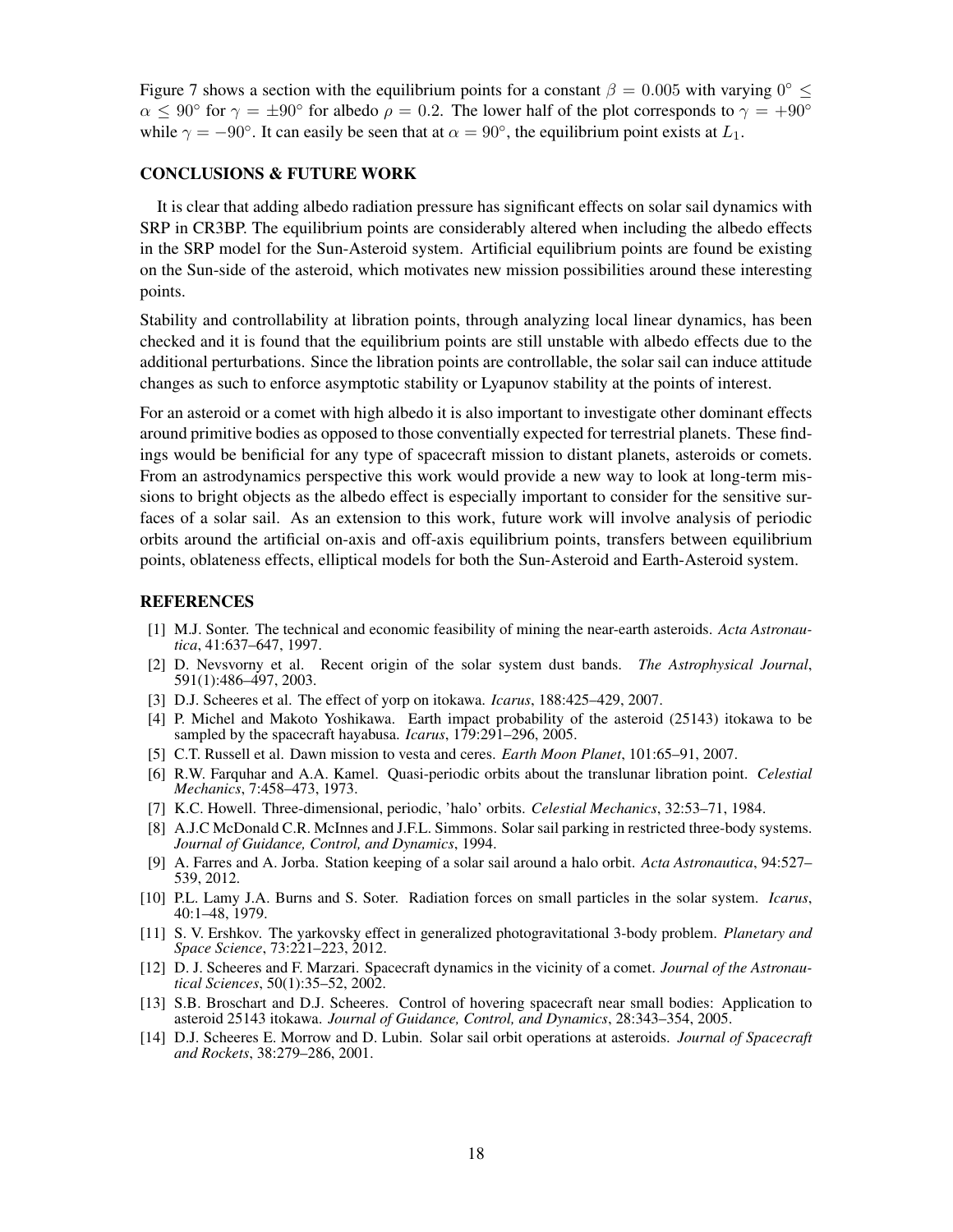Figure 7 shows a section with the equilibrium points for a constant $\beta = 0.005$ with varying $0^\circ \leq \alpha \leq 90^\circ$ for $\gamma = \pm 90^\circ$ for albedo $\rho = 0.2$. The lower half of the plot corresponds to $\gamma = +90^\circ$ while $\gamma = -90^\circ$. It can easily be seen that at $\alpha = 90^\circ$, the equilibrium point exists at $L_1$.

## CONCLUSIONS & FUTURE WORK

It is clear that adding albedo radiation pressure has significant effects on solar sail dynamics with SRP in CR3BP. The equilibrium points are considerably altered when including the albedo effects in the SRP model for the Sun-Asteroid system. Artificial equilibrium points are found be existing on the Sun-side of the asteroid, which motivates new mission possibilities around these interesting points.

Stability and controllability at libration points, through analyzing local linear dynamics, has been checked and it is found that the equilibrium points are still unstable with albedo effects due to the additional perturbations. Since the libration points are controllable, the solar sail can induce attitude changes as such to enforce asymptotic stability or Lyapunov stability at the points of interest.

For an asteroid or a comet with high albedo it is also important to investigate other dominant effects around primitive bodies as opposed to those conventially expected for terrestrial planets. These findings would be benificial for any type of spacecraft mission to distant planets, asteroids or comets. From an astrodynamics perspective this work would provide a new way to look at long-term missions to bright objects as the albedo effect is especially important to consider for the sensitive surfaces of a solar sail. As an extension to this work, future work will involve analysis of periodic orbits around the artificial on-axis and off-axis equilibrium points, transfers between equilibrium points, oblateness effects, elliptical models for both the Sun-Asteroid and Earth-Asteroid system.

## REFERENCES

[1] M.J. Sonter. The technical and economic feasibility of mining the near-earth asteroids. *Acta Astronautica*, 41:637–647, 1997.

[2] D. Nevsvorny et al. Recent origin of the solar system dust bands. *The Astrophysical Journal*, 591(1):486–497, 2003.

[3] D.J. Scheeres et al. The effect of yorp on itokawa. *Icarus*, 188:425–429, 2007.

[4] P. Michel and Makoto Yoshikawa. Earth impact probability of the asteroid (25143) itokawa to be sampled by the spacecraft hayabusa. *Icarus*, 179:291–296, 2005.

[5] C.T. Russell et al. Dawn mission to vesta and ceres. *Earth Moon Planet*, 101:65–91, 2007.

[6] R.W. Farquhar and A.A. Kamel. Quasi-periodic orbits about the translunar libration point. *Celestial Mechanics*, 7:458–473, 1973.

[7] K.C. Howell. Three-dimensional, periodic, 'halo' orbits. *Celestial Mechanics*, 32:53–71, 1984.

[8] A.J.C McDonald C.R. McInnes and J.F.L. Simmons. Solar sail parking in restricted three-body systems. *Journal of Guidance, Control, and Dynamics*, 1994.

[9] A. Farres and A. Jorba. Station keeping of a solar sail around a halo orbit. *Acta Astronautica*, 94:527–539, 2012.

[10] P.L. Lamy J.A. Burns and S. Soter. Radiation forces on small particles in the solar system. *Icarus*, 40:1–48, 1979.

[11] S. V. Ershkov. The yarkovsky effect in generalized photogravitational 3-body problem. *Planetary and Space Science*, 73:221–223, 2012.

[12] D. J. Scheeres and F. Marzari. Spacecraft dynamics in the vicinity of a comet. *Journal of the Astronautical Sciences*, 50(1):35–52, 2002.

[13] S.B. Broschart and D.J. Scheeres. Control of hovering spacecraft near small bodies: Application to asteroid 25143 itokawa. *Journal of Guidance, Control, and Dynamics*, 28:343–354, 2005.

[14] D.J. Scheeres E. Morrow and D. Lubin. Solar sail orbit operations at asteroids. *Journal of Spacecraft and Rockets*, 38:279–286, 2001.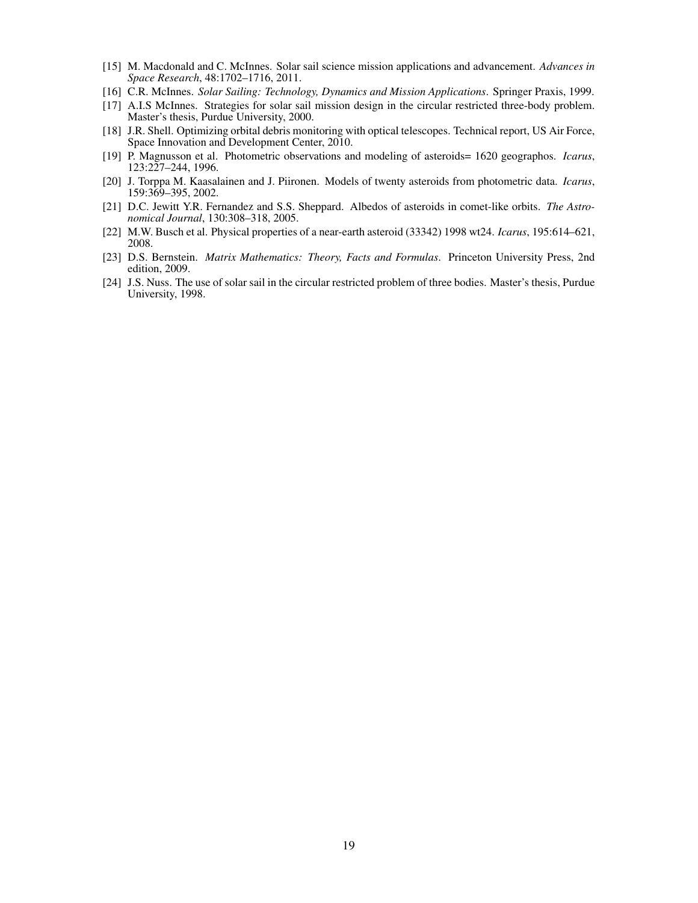[15] M. Macdonald and C. McInnes. Solar sail science mission applications and advancement. *Advances in Space Research*, 48:1702–1716, 2011.

[16] C.R. McInnes. *Solar Sailing: Technology, Dynamics and Mission Applications*. Springer Praxis, 1999.

[17] A.I.S McInnes. Strategies for solar sail mission design in the circular restricted three-body problem. Master's thesis, Purdue University, 2000.

[18] J.R. Shell. Optimizing orbital debris monitoring with optical telescopes. Technical report, US Air Force, Space Innovation and Development Center, 2010.

[19] P. Magnusson et al. Photometric observations and modeling of asteroids= 1620 geographos. *Icarus*, 123:227–244, 1996.

[20] J. Torppa M. Kaasalainen and J. Piironen. Models of twenty asteroids from photometric data. *Icarus*, 159:369–395, 2002.

[21] D.C. Jewitt Y.R. Fernandez and S.S. Sheppard. Albedos of asteroids in comet-like orbits. *The Astronomical Journal*, 130:308–318, 2005.

[22] M.W. Busch et al. Physical properties of a near-earth asteroid (33342) 1998 wt24. *Icarus*, 195:614–621, 2008.

[23] D.S. Bernstein. *Matrix Mathematics: Theory, Facts and Formulas*. Princeton University Press, 2nd edition, 2009.

[24] J.S. Nuss. The use of solar sail in the circular restricted problem of three bodies. Master's thesis, Purdue University, 1998.